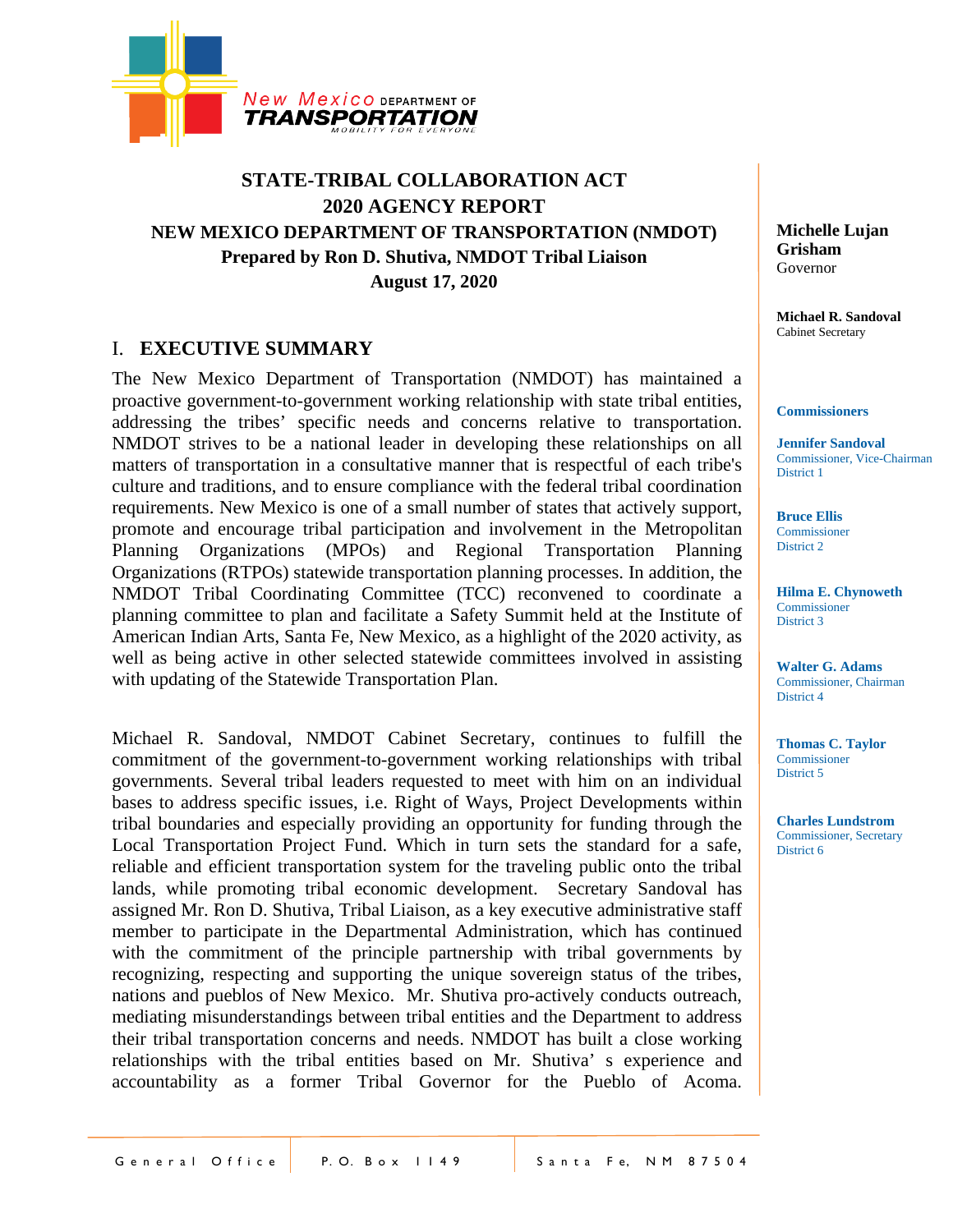New Mexico DEPARTMENT OF TRANSPORTATION
MOBILITY FOR EVERYONE

**STATE-TRIBAL COLLABORATION ACT**
**2020 AGENCY REPORT**
**NEW MEXICO DEPARTMENT OF TRANSPORTATION (NMDOT)**
**Prepared by Ron D. Shutiva, NMDOT Tribal Liaison**
**August 17, 2020**

**Michelle Lujan Grisham**
Governor

**Michael R. Sandoval**
Cabinet Secretary

**Commissioners**

**Jennifer Sandoval**
Commissioner, Vice-Chairman
District 1

**Bruce Ellis**
Commissioner
District 2

**Hilma E. Chynoweth**
Commissioner
District 3

**Walter G. Adams**
Commissioner, Chairman
District 4

**Thomas C. Taylor**
Commissioner
District 5

**Charles Lundstrom**
Commissioner, Secretary
District 6

## I. EXECUTIVE SUMMARY

The New Mexico Department of Transportation (NMDOT) has maintained a proactive government-to-government working relationship with state tribal entities, addressing the tribes' specific needs and concerns relative to transportation. NMDOT strives to be a national leader in developing these relationships on all matters of transportation in a consultative manner that is respectful of each tribe's culture and traditions, and to ensure compliance with the federal tribal coordination requirements. New Mexico is one of a small number of states that actively support, promote and encourage tribal participation and involvement in the Metropolitan Planning Organizations (MPOs) and Regional Transportation Planning Organizations (RTPOs) statewide transportation planning processes. In addition, the NMDOT Tribal Coordinating Committee (TCC) reconvened to coordinate a planning committee to plan and facilitate a Safety Summit held at the Institute of American Indian Arts, Santa Fe, New Mexico, as a highlight of the 2020 activity, as well as being active in other selected statewide committees involved in assisting with updating of the Statewide Transportation Plan.

Michael R. Sandoval, NMDOT Cabinet Secretary, continues to fulfill the commitment of the government-to-government working relationships with tribal governments. Several tribal leaders requested to meet with him on an individual bases to address specific issues, i.e. Right of Ways, Project Developments within tribal boundaries and especially providing an opportunity for funding through the Local Transportation Project Fund. Which in turn sets the standard for a safe, reliable and efficient transportation system for the traveling public onto the tribal lands, while promoting tribal economic development. Secretary Sandoval has assigned Mr. Ron D. Shutiva, Tribal Liaison, as a key executive administrative staff member to participate in the Departmental Administration, which has continued with the commitment of the principle partnership with tribal governments by recognizing, respecting and supporting the unique sovereign status of the tribes, nations and pueblos of New Mexico. Mr. Shutiva pro-actively conducts outreach, mediating misunderstandings between tribal entities and the Department to address their tribal transportation concerns and needs. NMDOT has built a close working relationships with the tribal entities based on Mr. Shutiva' s experience and accountability as a former Tribal Governor for the Pueblo of Acoma.

General Office | P.O. Box 1149 | Santa Fe, NM 87504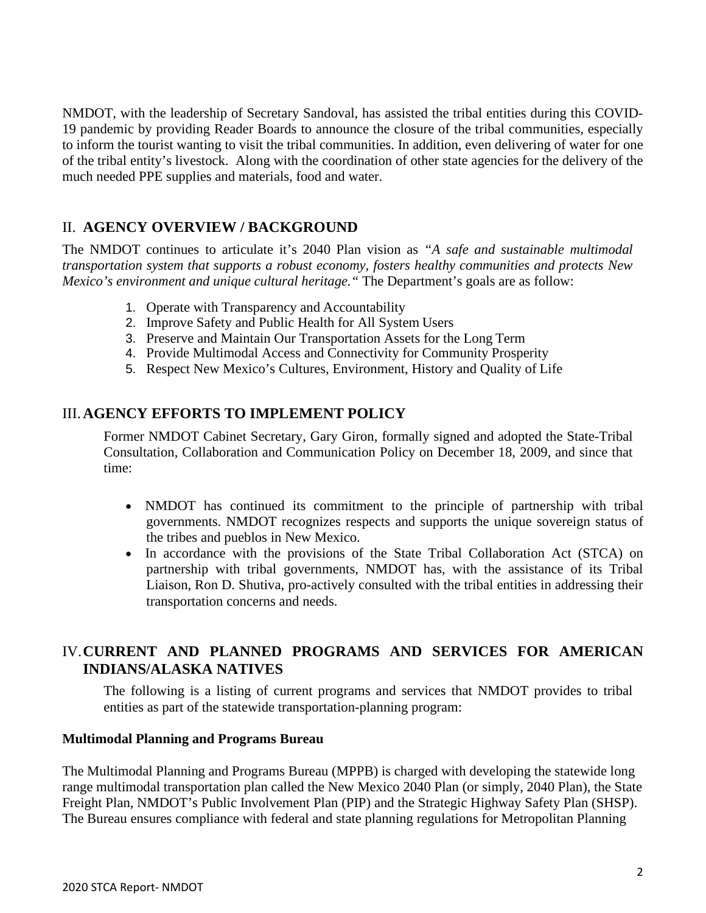NMDOT, with the leadership of Secretary Sandoval, has assisted the tribal entities during this COVID-19 pandemic by providing Reader Boards to announce the closure of the tribal communities, especially to inform the tourist wanting to visit the tribal communities. In addition, even delivering of water for one of the tribal entity's livestock. Along with the coordination of other state agencies for the delivery of the much needed PPE supplies and materials, food and water.

## II. AGENCY OVERVIEW / BACKGROUND

The NMDOT continues to articulate it's 2040 Plan vision as *"A safe and sustainable multimodal transportation system that supports a robust economy, fosters healthy communities and protects New Mexico's environment and unique cultural heritage."* The Department's goals are as follow:

1. Operate with Transparency and Accountability
2. Improve Safety and Public Health for All System Users
3. Preserve and Maintain Our Transportation Assets for the Long Term
4. Provide Multimodal Access and Connectivity for Community Prosperity
5. Respect New Mexico's Cultures, Environment, History and Quality of Life

## III. AGENCY EFFORTS TO IMPLEMENT POLICY

Former NMDOT Cabinet Secretary, Gary Giron, formally signed and adopted the State-Tribal Consultation, Collaboration and Communication Policy on December 18, 2009, and since that time:

- NMDOT has continued its commitment to the principle of partnership with tribal governments. NMDOT recognizes respects and supports the unique sovereign status of the tribes and pueblos in New Mexico.
- In accordance with the provisions of the State Tribal Collaboration Act (STCA) on partnership with tribal governments, NMDOT has, with the assistance of its Tribal Liaison, Ron D. Shutiva, pro-actively consulted with the tribal entities in addressing their transportation concerns and needs.

## IV. CURRENT AND PLANNED PROGRAMS AND SERVICES FOR AMERICAN INDIANS/ALASKA NATIVES

The following is a listing of current programs and services that NMDOT provides to tribal entities as part of the statewide transportation-planning program:

**Multimodal Planning and Programs Bureau**

The Multimodal Planning and Programs Bureau (MPPB) is charged with developing the statewide long range multimodal transportation plan called the New Mexico 2040 Plan (or simply, 2040 Plan), the State Freight Plan, NMDOT's Public Involvement Plan (PIP) and the Strategic Highway Safety Plan (SHSP). The Bureau ensures compliance with federal and state planning regulations for Metropolitan Planning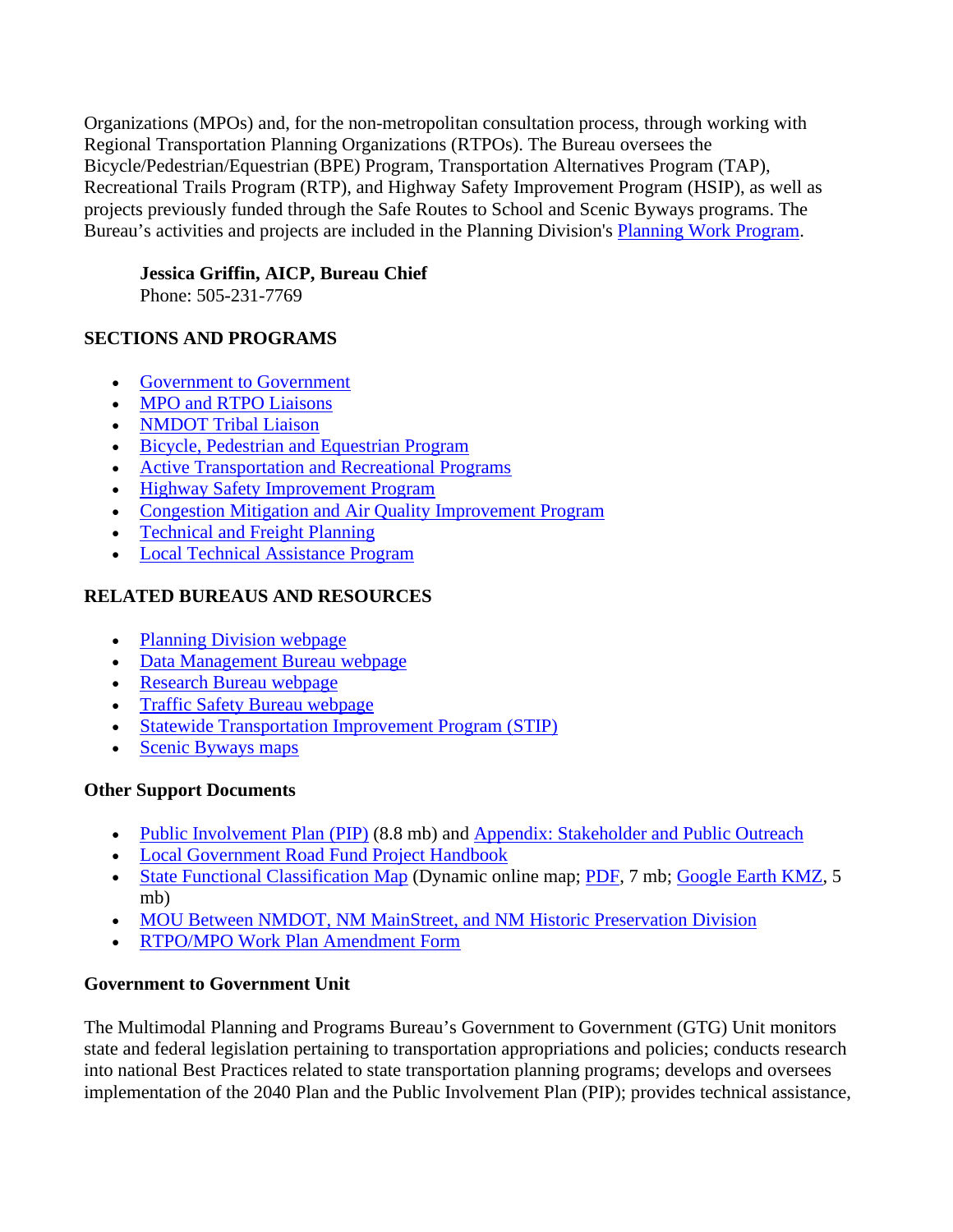Organizations (MPOs) and, for the non-metropolitan consultation process, through working with Regional Transportation Planning Organizations (RTPOs). The Bureau oversees the Bicycle/Pedestrian/Equestrian (BPE) Program, Transportation Alternatives Program (TAP), Recreational Trails Program (RTP), and Highway Safety Improvement Program (HSIP), as well as projects previously funded through the Safe Routes to School and Scenic Byways programs. The Bureau's activities and projects are included in the Planning Division's Planning Work Program.

**Jessica Griffin, AICP, Bureau Chief**
Phone: 505-231-7769

**SECTIONS AND PROGRAMS**

- Government to Government
- MPO and RTPO Liaisons
- NMDOT Tribal Liaison
- Bicycle, Pedestrian and Equestrian Program
- Active Transportation and Recreational Programs
- Highway Safety Improvement Program
- Congestion Mitigation and Air Quality Improvement Program
- Technical and Freight Planning
- Local Technical Assistance Program

**RELATED BUREAUS AND RESOURCES**

- Planning Division webpage
- Data Management Bureau webpage
- Research Bureau webpage
- Traffic Safety Bureau webpage
- Statewide Transportation Improvement Program (STIP)
- Scenic Byways maps

**Other Support Documents**

- Public Involvement Plan (PIP) (8.8 mb) and Appendix: Stakeholder and Public Outreach
- Local Government Road Fund Project Handbook
- State Functional Classification Map (Dynamic online map; PDF, 7 mb; Google Earth KMZ, 5 mb)
- MOU Between NMDOT, NM MainStreet, and NM Historic Preservation Division
- RTPO/MPO Work Plan Amendment Form

**Government to Government Unit**

The Multimodal Planning and Programs Bureau's Government to Government (GTG) Unit monitors state and federal legislation pertaining to transportation appropriations and policies; conducts research into national Best Practices related to state transportation planning programs; develops and oversees implementation of the 2040 Plan and the Public Involvement Plan (PIP); provides technical assistance,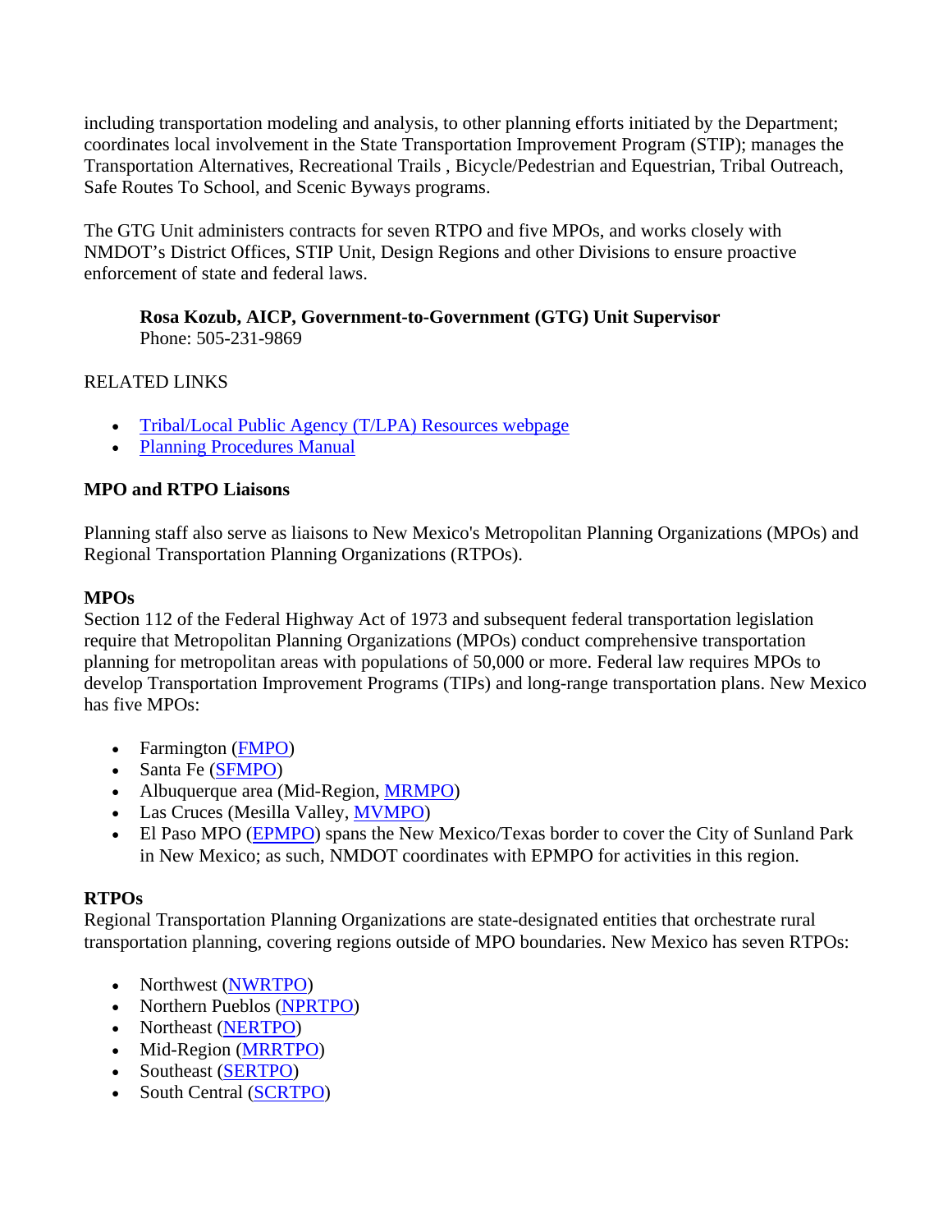including transportation modeling and analysis, to other planning efforts initiated by the Department; coordinates local involvement in the State Transportation Improvement Program (STIP); manages the Transportation Alternatives, Recreational Trails , Bicycle/Pedestrian and Equestrian, Tribal Outreach, Safe Routes To School, and Scenic Byways programs.

The GTG Unit administers contracts for seven RTPO and five MPOs, and works closely with NMDOT's District Offices, STIP Unit, Design Regions and other Divisions to ensure proactive enforcement of state and federal laws.

> **Rosa Kozub, AICP, Government-to-Government (GTG) Unit Supervisor**
> Phone: 505-231-9869

RELATED LINKS

- Tribal/Local Public Agency (T/LPA) Resources webpage
- Planning Procedures Manual

**MPO and RTPO Liaisons**

Planning staff also serve as liaisons to New Mexico's Metropolitan Planning Organizations (MPOs) and Regional Transportation Planning Organizations (RTPOs).

**MPOs**

Section 112 of the Federal Highway Act of 1973 and subsequent federal transportation legislation require that Metropolitan Planning Organizations (MPOs) conduct comprehensive transportation planning for metropolitan areas with populations of 50,000 or more. Federal law requires MPOs to develop Transportation Improvement Programs (TIPs) and long-range transportation plans. New Mexico has five MPOs:

- Farmington (FMPO)
- Santa Fe (SFMPO)
- Albuquerque area (Mid-Region, MRMPO)
- Las Cruces (Mesilla Valley, MVMPO)
- El Paso MPO (EPMPO) spans the New Mexico/Texas border to cover the City of Sunland Park in New Mexico; as such, NMDOT coordinates with EPMPO for activities in this region.

**RTPOs**

Regional Transportation Planning Organizations are state-designated entities that orchestrate rural transportation planning, covering regions outside of MPO boundaries. New Mexico has seven RTPOs:

- Northwest (NWRTPO)
- Northern Pueblos (NPRTPO)
- Northeast (NERTPO)
- Mid-Region (MRRTPO)
- Southeast (SERTPO)
- South Central (SCRTPO)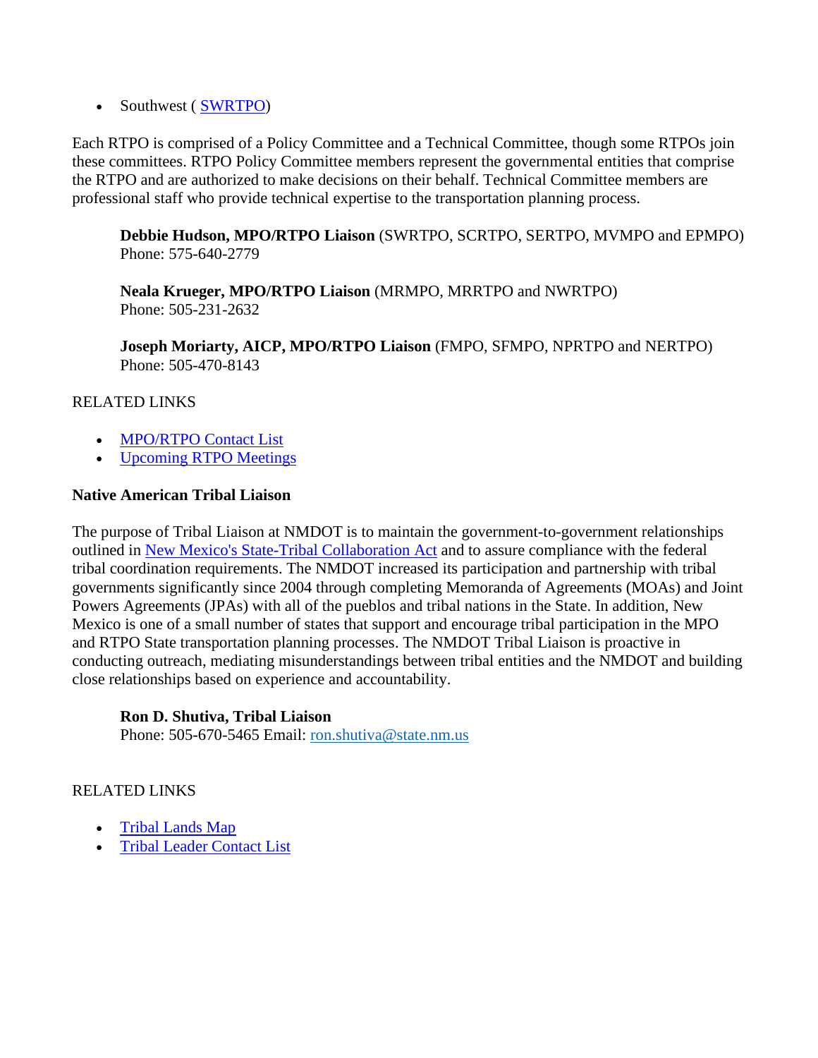- Southwest ( SWRTPO)

Each RTPO is comprised of a Policy Committee and a Technical Committee, though some RTPOs join these committees. RTPO Policy Committee members represent the governmental entities that comprise the RTPO and are authorized to make decisions on their behalf. Technical Committee members are professional staff who provide technical expertise to the transportation planning process.

> **Debbie Hudson, MPO/RTPO Liaison** (SWRTPO, SCRTPO, SERTPO, MVMPO and EPMPO)
> Phone: 575-640-2779
>
> **Neala Krueger, MPO/RTPO Liaison** (MRMPO, MRRTPO and NWRTPO)
> Phone: 505-231-2632
>
> **Joseph Moriarty, AICP, MPO/RTPO Liaison** (FMPO, SFMPO, NPRTPO and NERTPO)
> Phone: 505-470-8143

RELATED LINKS

- MPO/RTPO Contact List
- Upcoming RTPO Meetings

**Native American Tribal Liaison**

The purpose of Tribal Liaison at NMDOT is to maintain the government-to-government relationships outlined in New Mexico's State-Tribal Collaboration Act and to assure compliance with the federal tribal coordination requirements. The NMDOT increased its participation and partnership with tribal governments significantly since 2004 through completing Memoranda of Agreements (MOAs) and Joint Powers Agreements (JPAs) with all of the pueblos and tribal nations in the State. In addition, New Mexico is one of a small number of states that support and encourage tribal participation in the MPO and RTPO State transportation planning processes. The NMDOT Tribal Liaison is proactive in conducting outreach, mediating misunderstandings between tribal entities and the NMDOT and building close relationships based on experience and accountability.

> **Ron D. Shutiva, Tribal Liaison**
> Phone: 505-670-5465 Email: ron.shutiva@state.nm.us

RELATED LINKS

- Tribal Lands Map
- Tribal Leader Contact List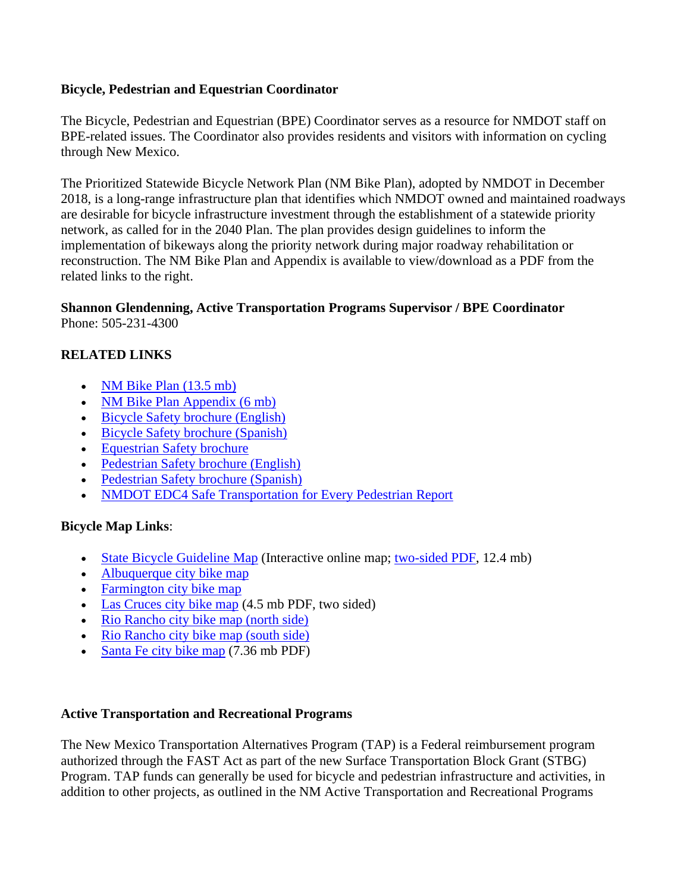**Bicycle, Pedestrian and Equestrian Coordinator**

The Bicycle, Pedestrian and Equestrian (BPE) Coordinator serves as a resource for NMDOT staff on BPE-related issues. The Coordinator also provides residents and visitors with information on cycling through New Mexico.

The Prioritized Statewide Bicycle Network Plan (NM Bike Plan), adopted by NMDOT in December 2018, is a long-range infrastructure plan that identifies which NMDOT owned and maintained roadways are desirable for bicycle infrastructure investment through the establishment of a statewide priority network, as called for in the 2040 Plan. The plan provides design guidelines to inform the implementation of bikeways along the priority network during major roadway rehabilitation or reconstruction. The NM Bike Plan and Appendix is available to view/download as a PDF from the related links to the right.

**Shannon Glendenning, Active Transportation Programs Supervisor / BPE Coordinator**
Phone: 505-231-4300

**RELATED LINKS**

- NM Bike Plan (13.5 mb)
- NM Bike Plan Appendix (6 mb)
- Bicycle Safety brochure (English)
- Bicycle Safety brochure (Spanish)
- Equestrian Safety brochure
- Pedestrian Safety brochure (English)
- Pedestrian Safety brochure (Spanish)
- NMDOT EDC4 Safe Transportation for Every Pedestrian Report

**Bicycle Map Links**:

- State Bicycle Guideline Map (Interactive online map; two-sided PDF, 12.4 mb)
- Albuquerque city bike map
- Farmington city bike map
- Las Cruces city bike map (4.5 mb PDF, two sided)
- Rio Rancho city bike map (north side)
- Rio Rancho city bike map (south side)
- Santa Fe city bike map (7.36 mb PDF)

**Active Transportation and Recreational Programs**

The New Mexico Transportation Alternatives Program (TAP) is a Federal reimbursement program authorized through the FAST Act as part of the new Surface Transportation Block Grant (STBG) Program. TAP funds can generally be used for bicycle and pedestrian infrastructure and activities, in addition to other projects, as outlined in the NM Active Transportation and Recreational Programs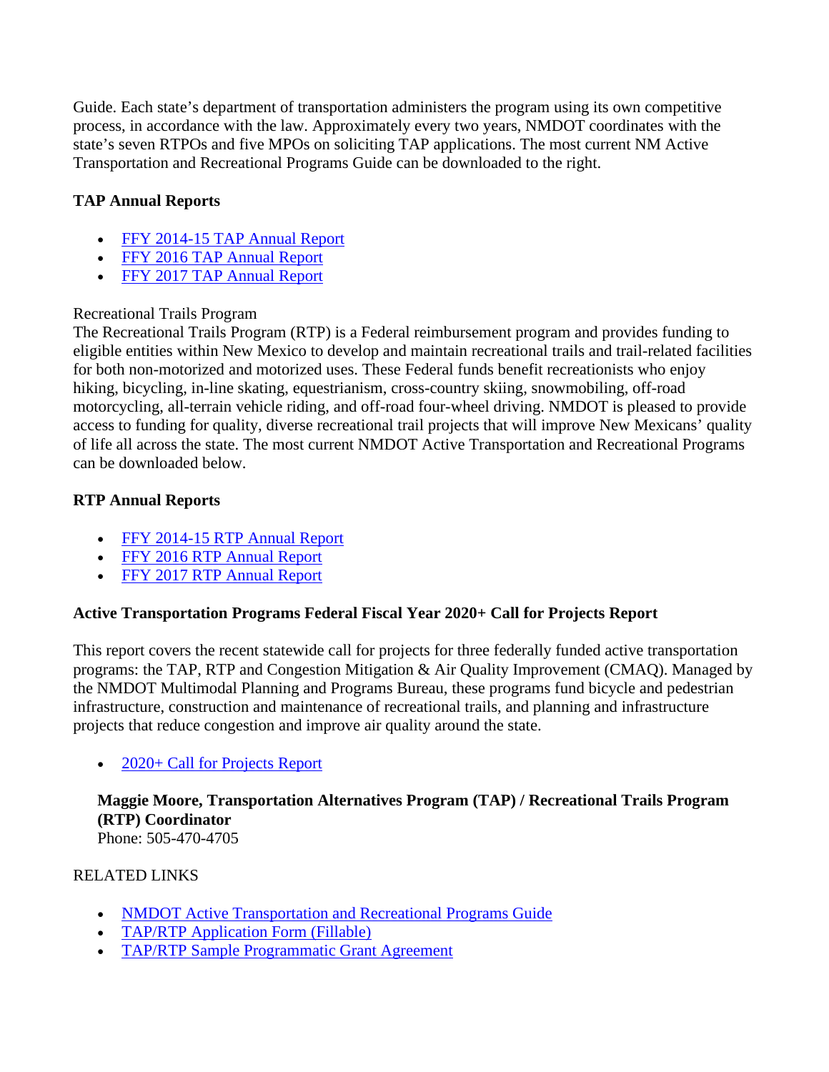Guide. Each state's department of transportation administers the program using its own competitive process, in accordance with the law. Approximately every two years, NMDOT coordinates with the state's seven RTPOs and five MPOs on soliciting TAP applications. The most current NM Active Transportation and Recreational Programs Guide can be downloaded to the right.

**TAP Annual Reports**

- FFY 2014-15 TAP Annual Report
- FFY 2016 TAP Annual Report
- FFY 2017 TAP Annual Report

Recreational Trails Program

The Recreational Trails Program (RTP) is a Federal reimbursement program and provides funding to eligible entities within New Mexico to develop and maintain recreational trails and trail-related facilities for both non-motorized and motorized uses. These Federal funds benefit recreationists who enjoy hiking, bicycling, in-line skating, equestrianism, cross-country skiing, snowmobiling, off-road motorcycling, all-terrain vehicle riding, and off-road four-wheel driving. NMDOT is pleased to provide access to funding for quality, diverse recreational trail projects that will improve New Mexicans' quality of life all across the state. The most current NMDOT Active Transportation and Recreational Programs can be downloaded below.

**RTP Annual Reports**

- FFY 2014-15 RTP Annual Report
- FFY 2016 RTP Annual Report
- FFY 2017 RTP Annual Report

**Active Transportation Programs Federal Fiscal Year 2020+ Call for Projects Report**

This report covers the recent statewide call for projects for three federally funded active transportation programs: the TAP, RTP and Congestion Mitigation & Air Quality Improvement (CMAQ). Managed by the NMDOT Multimodal Planning and Programs Bureau, these programs fund bicycle and pedestrian infrastructure, construction and maintenance of recreational trails, and planning and infrastructure projects that reduce congestion and improve air quality around the state.

- 2020+ Call for Projects Report

**Maggie Moore, Transportation Alternatives Program (TAP) / Recreational Trails Program (RTP) Coordinator**
Phone: 505-470-4705

RELATED LINKS

- NMDOT Active Transportation and Recreational Programs Guide
- TAP/RTP Application Form (Fillable)
- TAP/RTP Sample Programmatic Grant Agreement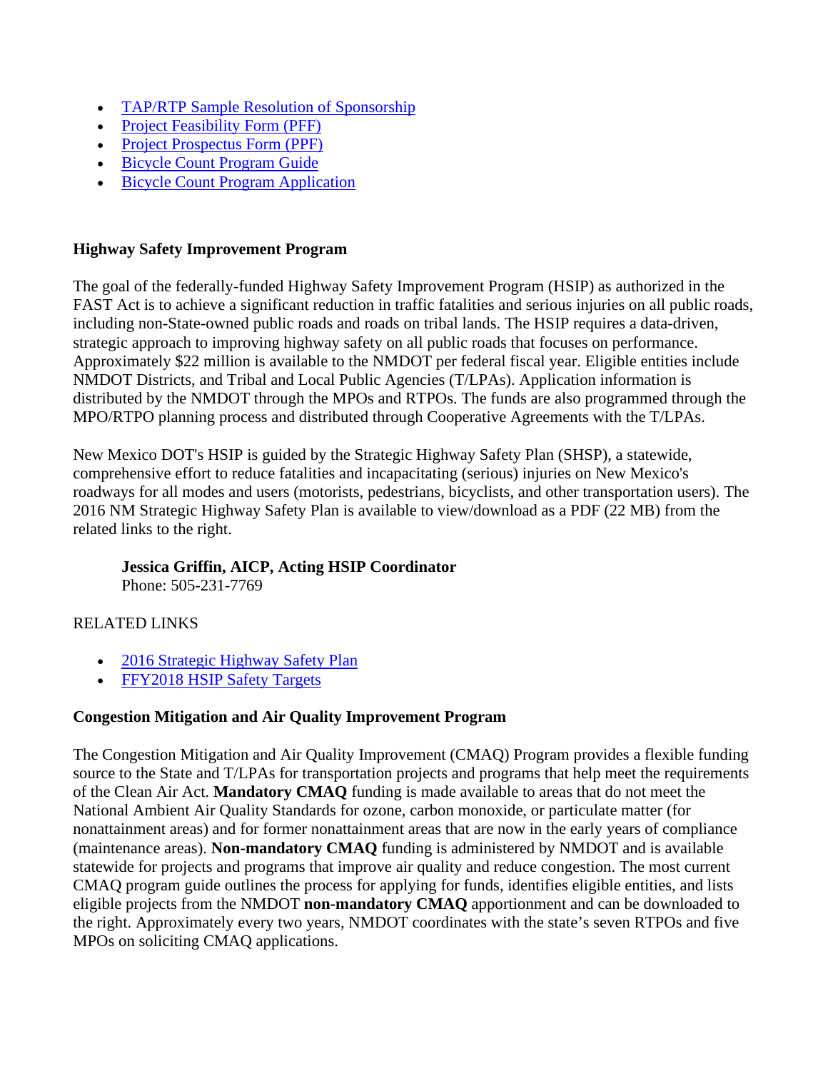- TAP/RTP Sample Resolution of Sponsorship
- Project Feasibility Form (PFF)
- Project Prospectus Form (PPF)
- Bicycle Count Program Guide
- Bicycle Count Program Application

**Highway Safety Improvement Program**

The goal of the federally-funded Highway Safety Improvement Program (HSIP) as authorized in the FAST Act is to achieve a significant reduction in traffic fatalities and serious injuries on all public roads, including non-State-owned public roads and roads on tribal lands. The HSIP requires a data-driven, strategic approach to improving highway safety on all public roads that focuses on performance. Approximately $22 million is available to the NMDOT per federal fiscal year. Eligible entities include NMDOT Districts, and Tribal and Local Public Agencies (T/LPAs). Application information is distributed by the NMDOT through the MPOs and RTPOs. The funds are also programmed through the MPO/RTPO planning process and distributed through Cooperative Agreements with the T/LPAs.

New Mexico DOT's HSIP is guided by the Strategic Highway Safety Plan (SHSP), a statewide, comprehensive effort to reduce fatalities and incapacitating (serious) injuries on New Mexico's roadways for all modes and users (motorists, pedestrians, bicyclists, and other transportation users). The 2016 NM Strategic Highway Safety Plan is available to view/download as a PDF (22 MB) from the related links to the right.

> **Jessica Griffin, AICP, Acting HSIP Coordinator**
> Phone: 505-231-7769

RELATED LINKS

- 2016 Strategic Highway Safety Plan
- FFY2018 HSIP Safety Targets

**Congestion Mitigation and Air Quality Improvement Program**

The Congestion Mitigation and Air Quality Improvement (CMAQ) Program provides a flexible funding source to the State and T/LPAs for transportation projects and programs that help meet the requirements of the Clean Air Act. **Mandatory CMAQ** funding is made available to areas that do not meet the National Ambient Air Quality Standards for ozone, carbon monoxide, or particulate matter (for nonattainment areas) and for former nonattainment areas that are now in the early years of compliance (maintenance areas). **Non-mandatory CMAQ** funding is administered by NMDOT and is available statewide for projects and programs that improve air quality and reduce congestion. The most current CMAQ program guide outlines the process for applying for funds, identifies eligible entities, and lists eligible projects from the NMDOT **non-mandatory CMAQ** apportionment and can be downloaded to the right. Approximately every two years, NMDOT coordinates with the state's seven RTPOs and five MPOs on soliciting CMAQ applications.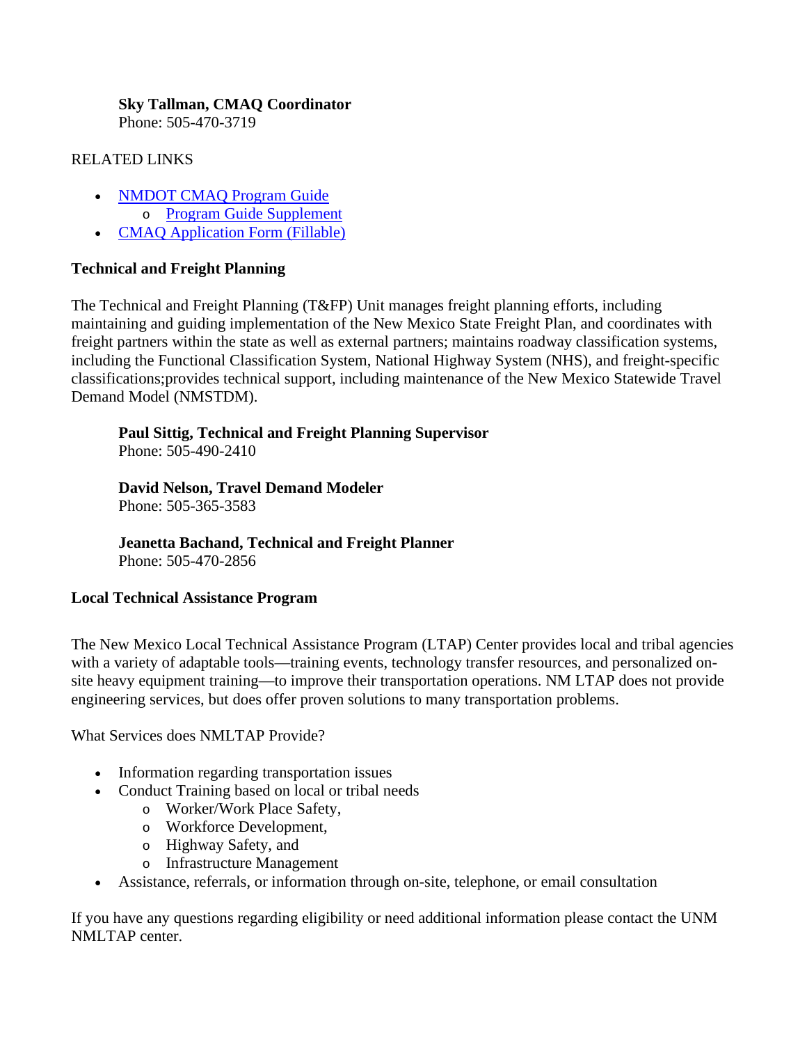**Sky Tallman, CMAQ Coordinator**
Phone: 505-470-3719

RELATED LINKS

- NMDOT CMAQ Program Guide
  - Program Guide Supplement
- CMAQ Application Form (Fillable)

### Technical and Freight Planning

The Technical and Freight Planning (T&FP) Unit manages freight planning efforts, including maintaining and guiding implementation of the New Mexico State Freight Plan, and coordinates with freight partners within the state as well as external partners; maintains roadway classification systems, including the Functional Classification System, National Highway System (NHS), and freight-specific classifications;provides technical support, including maintenance of the New Mexico Statewide Travel Demand Model (NMSTDM).

**Paul Sittig, Technical and Freight Planning Supervisor**
Phone: 505-490-2410

**David Nelson, Travel Demand Modeler**
Phone: 505-365-3583

**Jeanetta Bachand, Technical and Freight Planner**
Phone: 505-470-2856

### Local Technical Assistance Program

The New Mexico Local Technical Assistance Program (LTAP) Center provides local and tribal agencies with a variety of adaptable tools—training events, technology transfer resources, and personalized on-site heavy equipment training—to improve their transportation operations. NM LTAP does not provide engineering services, but does offer proven solutions to many transportation problems.

What Services does NMLTAP Provide?

- Information regarding transportation issues
- Conduct Training based on local or tribal needs
  - Worker/Work Place Safety,
  - Workforce Development,
  - Highway Safety, and
  - Infrastructure Management
- Assistance, referrals, or information through on-site, telephone, or email consultation

If you have any questions regarding eligibility or need additional information please contact the UNM NMLTAP center.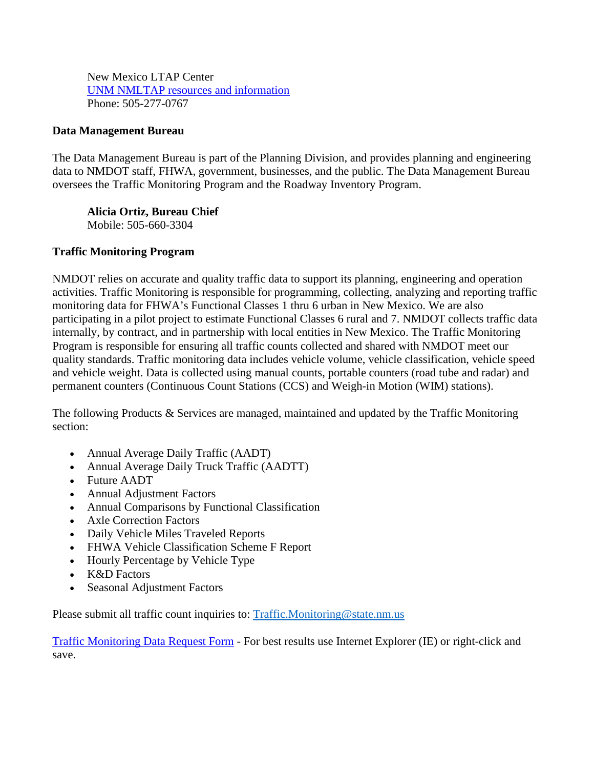New Mexico LTAP Center
[UNM NMLTAP resources and information]
Phone: 505-277-0767

**Data Management Bureau**

The Data Management Bureau is part of the Planning Division, and provides planning and engineering data to NMDOT staff, FHWA, government, businesses, and the public. The Data Management Bureau oversees the Traffic Monitoring Program and the Roadway Inventory Program.

**Alicia Ortiz, Bureau Chief**
Mobile: 505-660-3304

**Traffic Monitoring Program**

NMDOT relies on accurate and quality traffic data to support its planning, engineering and operation activities. Traffic Monitoring is responsible for programming, collecting, analyzing and reporting traffic monitoring data for FHWA's Functional Classes 1 thru 6 urban in New Mexico. We are also participating in a pilot project to estimate Functional Classes 6 rural and 7. NMDOT collects traffic data internally, by contract, and in partnership with local entities in New Mexico. The Traffic Monitoring Program is responsible for ensuring all traffic counts collected and shared with NMDOT meet our quality standards. Traffic monitoring data includes vehicle volume, vehicle classification, vehicle speed and vehicle weight. Data is collected using manual counts, portable counters (road tube and radar) and permanent counters (Continuous Count Stations (CCS) and Weigh-in Motion (WIM) stations).

The following Products & Services are managed, maintained and updated by the Traffic Monitoring section:

- Annual Average Daily Traffic (AADT)
- Annual Average Daily Truck Traffic (AADTT)
- Future AADT
- Annual Adjustment Factors
- Annual Comparisons by Functional Classification
- Axle Correction Factors
- Daily Vehicle Miles Traveled Reports
- FHWA Vehicle Classification Scheme F Report
- Hourly Percentage by Vehicle Type
- K&D Factors
- Seasonal Adjustment Factors

Please submit all traffic count inquiries to: Traffic.Monitoring@state.nm.us

[Traffic Monitoring Data Request Form] - For best results use Internet Explorer (IE) or right-click and save.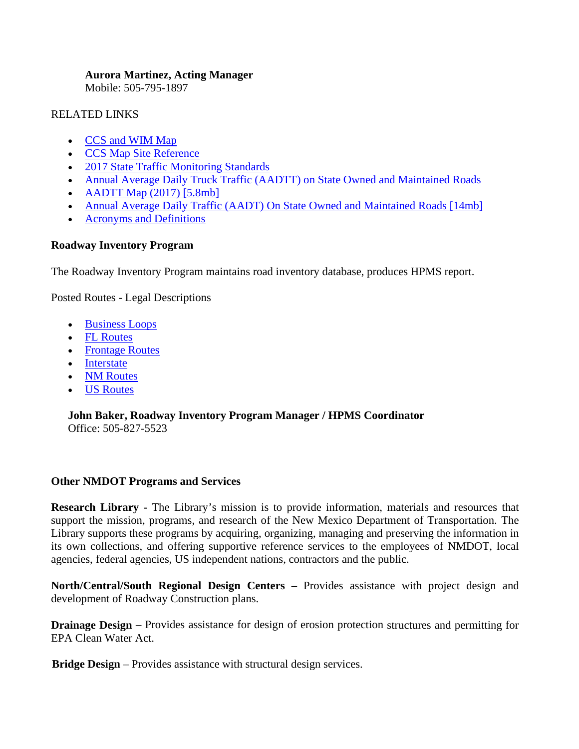**Aurora Martinez, Acting Manager**
Mobile: 505-795-1897

RELATED LINKS

- CCS and WIM Map
- CCS Map Site Reference
- 2017 State Traffic Monitoring Standards
- Annual Average Daily Truck Traffic (AADTT) on State Owned and Maintained Roads
- AADTT Map (2017) [5.8mb]
- Annual Average Daily Traffic (AADT) On State Owned and Maintained Roads [14mb]
- Acronyms and Definitions

**Roadway Inventory Program**

The Roadway Inventory Program maintains road inventory database, produces HPMS report.

Posted Routes - Legal Descriptions

- Business Loops
- FL Routes
- Frontage Routes
- Interstate
- NM Routes
- US Routes

**John Baker, Roadway Inventory Program Manager / HPMS Coordinator**
Office: 505-827-5523

**Other NMDOT Programs and Services**

**Research Library -** The Library's mission is to provide information, materials and resources that support the mission, programs, and research of the New Mexico Department of Transportation. The Library supports these programs by acquiring, organizing, managing and preserving the information in its own collections, and offering supportive reference services to the employees of NMDOT, local agencies, federal agencies, US independent nations, contractors and the public.

**North/Central/South Regional Design Centers –** Provides assistance with project design and development of Roadway Construction plans.

**Drainage Design** – Provides assistance for design of erosion protection structures and permitting for EPA Clean Water Act.

**Bridge Design** – Provides assistance with structural design services.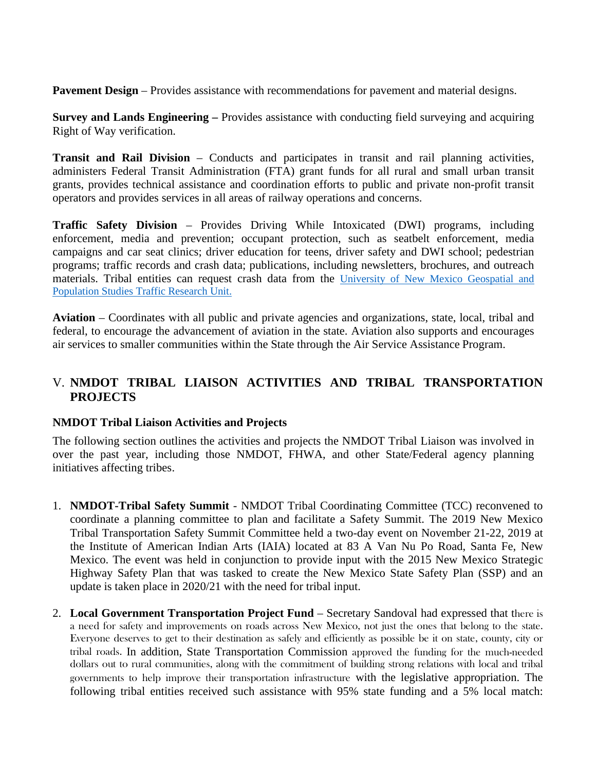**Pavement Design** – Provides assistance with recommendations for pavement and material designs.

**Survey and Lands Engineering –** Provides assistance with conducting field surveying and acquiring Right of Way verification.

**Transit and Rail Division** – Conducts and participates in transit and rail planning activities, administers Federal Transit Administration (FTA) grant funds for all rural and small urban transit grants, provides technical assistance and coordination efforts to public and private non-profit transit operators and provides services in all areas of railway operations and concerns.

**Traffic Safety Division** – Provides Driving While Intoxicated (DWI) programs, including enforcement, media and prevention; occupant protection, such as seatbelt enforcement, media campaigns and car seat clinics; driver education for teens, driver safety and DWI school; pedestrian programs; traffic records and crash data; publications, including newsletters, brochures, and outreach materials. Tribal entities can request crash data from the University of New Mexico Geospatial and Population Studies Traffic Research Unit.

**Aviation** – Coordinates with all public and private agencies and organizations, state, local, tribal and federal, to encourage the advancement of aviation in the state. Aviation also supports and encourages air services to smaller communities within the State through the Air Service Assistance Program.

## V. NMDOT TRIBAL LIAISON ACTIVITIES AND TRIBAL TRANSPORTATION PROJECTS

### NMDOT Tribal Liaison Activities and Projects

The following section outlines the activities and projects the NMDOT Tribal Liaison was involved in over the past year, including those NMDOT, FHWA, and other State/Federal agency planning initiatives affecting tribes.

1. **NMDOT-Tribal Safety Summit** - NMDOT Tribal Coordinating Committee (TCC) reconvened to coordinate a planning committee to plan and facilitate a Safety Summit. The 2019 New Mexico Tribal Transportation Safety Summit Committee held a two-day event on November 21-22, 2019 at the Institute of American Indian Arts (IAIA) located at 83 A Van Nu Po Road, Santa Fe, New Mexico. The event was held in conjunction to provide input with the 2015 New Mexico Strategic Highway Safety Plan that was tasked to create the New Mexico State Safety Plan (SSP) and an update is taken place in 2020/21 with the need for tribal input.

2. **Local Government Transportation Project Fund** – Secretary Sandoval had expressed that there is a need for safety and improvements on roads across New Mexico, not just the ones that belong to the state. Everyone deserves to get to their destination as safely and efficiently as possible be it on state, county, city or tribal roads. In addition, State Transportation Commission approved the funding for the much-needed dollars out to rural communities, along with the commitment of building strong relations with local and tribal governments to help improve their transportation infrastructure with the legislative appropriation. The following tribal entities received such assistance with 95% state funding and a 5% local match: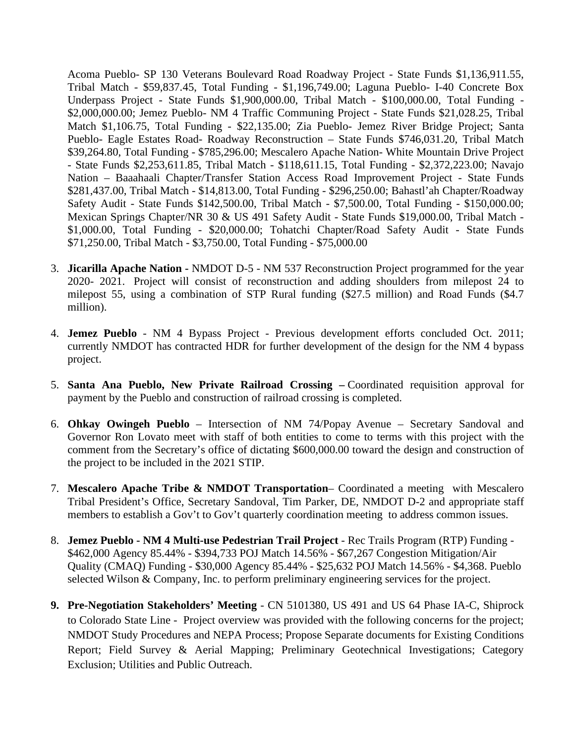Acoma Pueblo- SP 130 Veterans Boulevard Road Roadway Project - State Funds $1,136,911.55, Tribal Match - $59,837.45, Total Funding - $1,196,749.00; Laguna Pueblo- I-40 Concrete Box Underpass Project - State Funds $1,900,000.00, Tribal Match - $100,000.00, Total Funding - $2,000,000.00; Jemez Pueblo- NM 4 Traffic Communing Project - State Funds $21,028.25, Tribal Match $1,106.75, Total Funding - $22,135.00; Zia Pueblo- Jemez River Bridge Project; Santa Pueblo- Eagle Estates Road- Roadway Reconstruction – State Funds $746,031.20, Tribal Match $39,264.80, Total Funding - $785,296.00; Mescalero Apache Nation- White Mountain Drive Project - State Funds $2,253,611.85, Tribal Match - $118,611.15, Total Funding - $2,372,223.00; Navajo Nation – Baaahaali Chapter/Transfer Station Access Road Improvement Project - State Funds $281,437.00, Tribal Match - $14,813.00, Total Funding - $296,250.00; Bahastl'ah Chapter/Roadway Safety Audit - State Funds $142,500.00, Tribal Match - $7,500.00, Total Funding - $150,000.00; Mexican Springs Chapter/NR 30 & US 491 Safety Audit - State Funds $19,000.00, Tribal Match - $1,000.00, Total Funding - $20,000.00; Tohatchi Chapter/Road Safety Audit - State Funds $71,250.00, Tribal Match - $3,750.00, Total Funding - $75,000.00

3. **Jicarilla Apache Nation -** NMDOT D-5 - NM 537 Reconstruction Project programmed for the year 2020- 2021. Project will consist of reconstruction and adding shoulders from milepost 24 to milepost 55, using a combination of STP Rural funding ($27.5 million) and Road Funds ($4.7 million).

4. **Jemez Pueblo** - NM 4 Bypass Project - Previous development efforts concluded Oct. 2011; currently NMDOT has contracted HDR for further development of the design for the NM 4 bypass project.

5. **Santa Ana Pueblo, New Private Railroad Crossing –** Coordinated requisition approval for payment by the Pueblo and construction of railroad crossing is completed.

6. **Ohkay Owingeh Pueblo** – Intersection of NM 74/Popay Avenue – Secretary Sandoval and Governor Ron Lovato meet with staff of both entities to come to terms with this project with the comment from the Secretary's office of dictating $600,000.00 toward the design and construction of the project to be included in the 2021 STIP.

7. **Mescalero Apache Tribe & NMDOT Transportation**– Coordinated a meeting with Mescalero Tribal President's Office, Secretary Sandoval, Tim Parker, DE, NMDOT D-2 and appropriate staff members to establish a Gov't to Gov't quarterly coordination meeting to address common issues.

8. **Jemez Pueblo - NM 4 Multi-use Pedestrian Trail Project** - Rec Trails Program (RTP) Funding - $462,000 Agency 85.44% - $394,733 POJ Match 14.56% - $67,267 Congestion Mitigation/Air Quality (CMAQ) Funding - $30,000 Agency 85.44% - $25,632 POJ Match 14.56% - $4,368. Pueblo selected Wilson & Company, Inc. to perform preliminary engineering services for the project.

9. **Pre-Negotiation Stakeholders' Meeting** - CN 5101380, US 491 and US 64 Phase IA-C, Shiprock to Colorado State Line - Project overview was provided with the following concerns for the project; NMDOT Study Procedures and NEPA Process; Propose Separate documents for Existing Conditions Report; Field Survey & Aerial Mapping; Preliminary Geotechnical Investigations; Category Exclusion; Utilities and Public Outreach.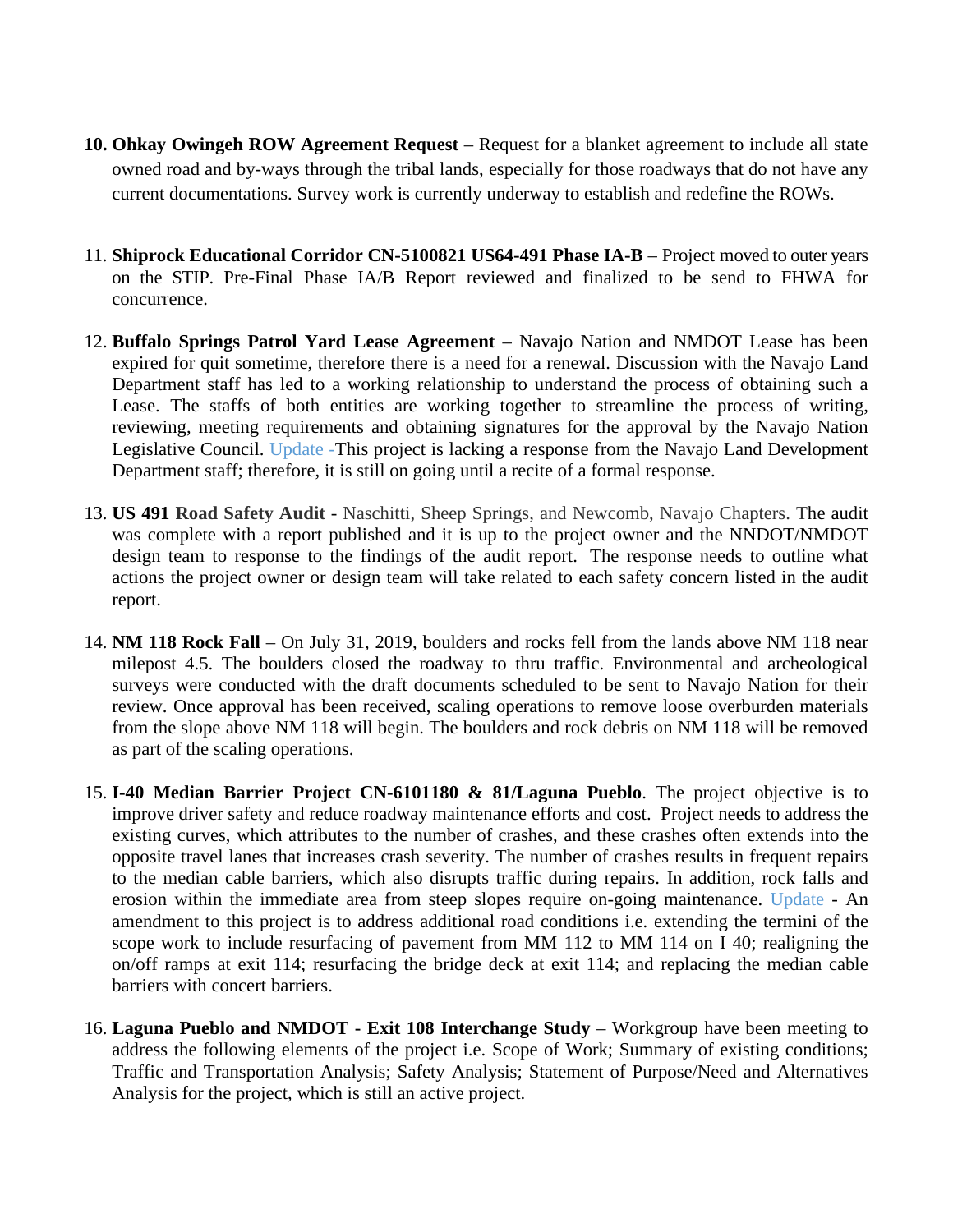10. **Ohkay Owingeh ROW Agreement Request** – Request for a blanket agreement to include all state owned road and by-ways through the tribal lands, especially for those roadways that do not have any current documentations. Survey work is currently underway to establish and redefine the ROWs.

11. **Shiprock Educational Corridor CN-5100821 US64-491 Phase IA-B** – Project moved to outer years on the STIP. Pre-Final Phase IA/B Report reviewed and finalized to be send to FHWA for concurrence.

12. **Buffalo Springs Patrol Yard Lease Agreement** – Navajo Nation and NMDOT Lease has been expired for quit sometime, therefore there is a need for a renewal. Discussion with the Navajo Land Department staff has led to a working relationship to understand the process of obtaining such a Lease. The staffs of both entities are working together to streamline the process of writing, reviewing, meeting requirements and obtaining signatures for the approval by the Navajo Nation Legislative Council. Update -This project is lacking a response from the Navajo Land Development Department staff; therefore, it is still on going until a recite of a formal response.

13. **US 491 Road Safety Audit** - Naschitti, Sheep Springs, and Newcomb, Navajo Chapters. The audit was complete with a report published and it is up to the project owner and the NNDOT/NMDOT design team to response to the findings of the audit report. The response needs to outline what actions the project owner or design team will take related to each safety concern listed in the audit report.

14. **NM 118 Rock Fall** – On July 31, 2019, boulders and rocks fell from the lands above NM 118 near milepost 4.5. The boulders closed the roadway to thru traffic. Environmental and archeological surveys were conducted with the draft documents scheduled to be sent to Navajo Nation for their review. Once approval has been received, scaling operations to remove loose overburden materials from the slope above NM 118 will begin. The boulders and rock debris on NM 118 will be removed as part of the scaling operations.

15. **I-40 Median Barrier Project CN-6101180 & 81/Laguna Pueblo**. The project objective is to improve driver safety and reduce roadway maintenance efforts and cost. Project needs to address the existing curves, which attributes to the number of crashes, and these crashes often extends into the opposite travel lanes that increases crash severity. The number of crashes results in frequent repairs to the median cable barriers, which also disrupts traffic during repairs. In addition, rock falls and erosion within the immediate area from steep slopes require on-going maintenance. Update - An amendment to this project is to address additional road conditions i.e. extending the termini of the scope work to include resurfacing of pavement from MM 112 to MM 114 on I 40; realigning the on/off ramps at exit 114; resurfacing the bridge deck at exit 114; and replacing the median cable barriers with concert barriers.

16. **Laguna Pueblo and NMDOT - Exit 108 Interchange Study** – Workgroup have been meeting to address the following elements of the project i.e. Scope of Work; Summary of existing conditions; Traffic and Transportation Analysis; Safety Analysis; Statement of Purpose/Need and Alternatives Analysis for the project, which is still an active project.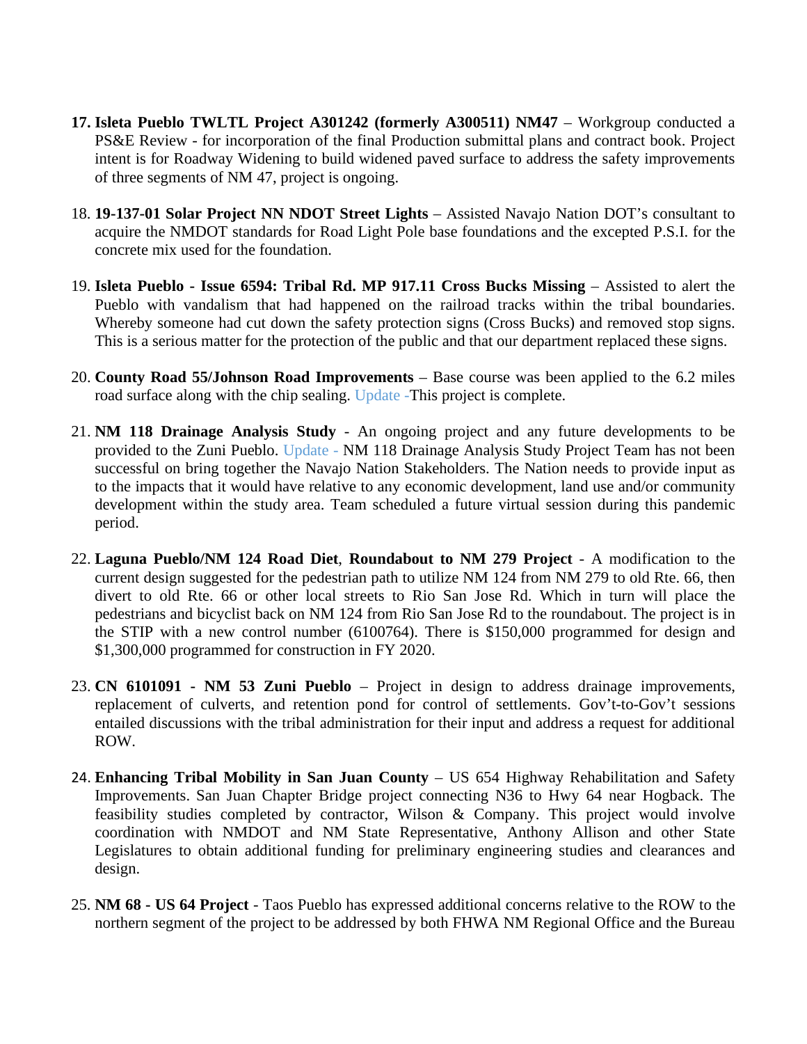17. **Isleta Pueblo TWLTL Project A301242 (formerly A300511) NM47** – Workgroup conducted a PS&E Review - for incorporation of the final Production submittal plans and contract book. Project intent is for Roadway Widening to build widened paved surface to address the safety improvements of three segments of NM 47, project is ongoing.

18. **19-137-01 Solar Project NN NDOT Street Lights** – Assisted Navajo Nation DOT's consultant to acquire the NMDOT standards for Road Light Pole base foundations and the excepted P.S.I. for the concrete mix used for the foundation.

19. **Isleta Pueblo - Issue 6594: Tribal Rd. MP 917.11 Cross Bucks Missing** – Assisted to alert the Pueblo with vandalism that had happened on the railroad tracks within the tribal boundaries. Whereby someone had cut down the safety protection signs (Cross Bucks) and removed stop signs. This is a serious matter for the protection of the public and that our department replaced these signs.

20. **County Road 55/Johnson Road Improvements** – Base course was been applied to the 6.2 miles road surface along with the chip sealing. Update -This project is complete.

21. **NM 118 Drainage Analysis Study** - An ongoing project and any future developments to be provided to the Zuni Pueblo. Update - NM 118 Drainage Analysis Study Project Team has not been successful on bring together the Navajo Nation Stakeholders. The Nation needs to provide input as to the impacts that it would have relative to any economic development, land use and/or community development within the study area. Team scheduled a future virtual session during this pandemic period.

22. **Laguna Pueblo/NM 124 Road Diet**, **Roundabout to NM 279 Project** - A modification to the current design suggested for the pedestrian path to utilize NM 124 from NM 279 to old Rte. 66, then divert to old Rte. 66 or other local streets to Rio San Jose Rd. Which in turn will place the pedestrians and bicyclist back on NM 124 from Rio San Jose Rd to the roundabout. The project is in the STIP with a new control number (6100764). There is $150,000 programmed for design and $1,300,000 programmed for construction in FY 2020.

23. **CN 6101091 - NM 53 Zuni Pueblo** – Project in design to address drainage improvements, replacement of culverts, and retention pond for control of settlements. Gov't-to-Gov't sessions entailed discussions with the tribal administration for their input and address a request for additional ROW.

24. **Enhancing Tribal Mobility in San Juan County** – US 654 Highway Rehabilitation and Safety Improvements. San Juan Chapter Bridge project connecting N36 to Hwy 64 near Hogback. The feasibility studies completed by contractor, Wilson & Company. This project would involve coordination with NMDOT and NM State Representative, Anthony Allison and other State Legislatures to obtain additional funding for preliminary engineering studies and clearances and design.

25. **NM 68 - US 64 Project** - Taos Pueblo has expressed additional concerns relative to the ROW to the northern segment of the project to be addressed by both FHWA NM Regional Office and the Bureau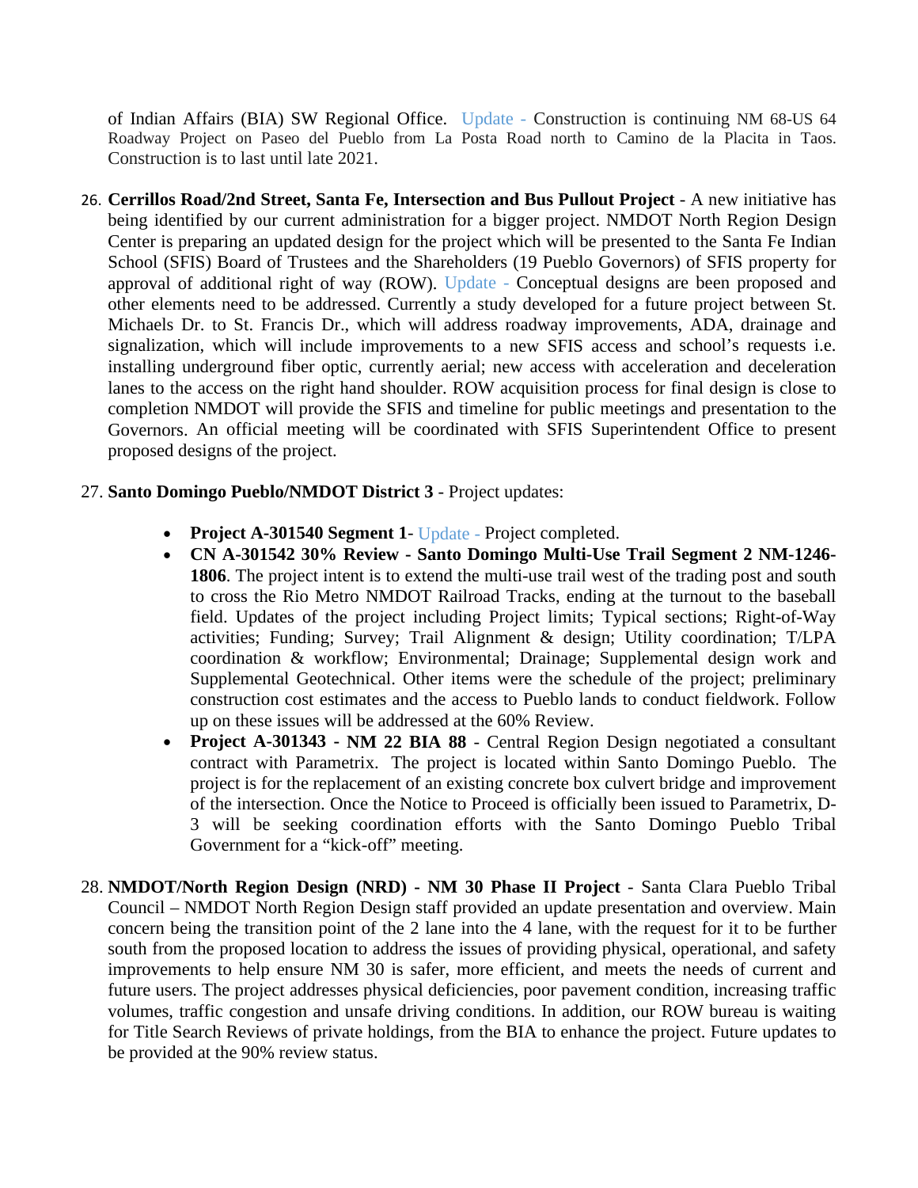of Indian Affairs (BIA) SW Regional Office. Update - Construction is continuing NM 68-US 64 Roadway Project on Paseo del Pueblo from La Posta Road north to Camino de la Placita in Taos. Construction is to last until late 2021.

26. **Cerrillos Road/2nd Street, Santa Fe, Intersection and Bus Pullout Project** - A new initiative has being identified by our current administration for a bigger project. NMDOT North Region Design Center is preparing an updated design for the project which will be presented to the Santa Fe Indian School (SFIS) Board of Trustees and the Shareholders (19 Pueblo Governors) of SFIS property for approval of additional right of way (ROW). Update - Conceptual designs are been proposed and other elements need to be addressed. Currently a study developed for a future project between St. Michaels Dr. to St. Francis Dr., which will address roadway improvements, ADA, drainage and signalization, which will include improvements to a new SFIS access and school's requests i.e. installing underground fiber optic, currently aerial; new access with acceleration and deceleration lanes to the access on the right hand shoulder. ROW acquisition process for final design is close to completion NMDOT will provide the SFIS and timeline for public meetings and presentation to the Governors. An official meeting will be coordinated with SFIS Superintendent Office to present proposed designs of the project.

27. **Santo Domingo Pueblo/NMDOT District 3** - Project updates:

    - **Project A-301540 Segment 1**- Update - Project completed.
    - **CN A-301542 30% Review - Santo Domingo Multi-Use Trail Segment 2 NM-1246-1806**. The project intent is to extend the multi-use trail west of the trading post and south to cross the Rio Metro NMDOT Railroad Tracks, ending at the turnout to the baseball field. Updates of the project including Project limits; Typical sections; Right-of-Way activities; Funding; Survey; Trail Alignment & design; Utility coordination; T/LPA coordination & workflow; Environmental; Drainage; Supplemental design work and Supplemental Geotechnical. Other items were the schedule of the project; preliminary construction cost estimates and the access to Pueblo lands to conduct fieldwork. Follow up on these issues will be addressed at the 60% Review.
    - **Project A-301343 - NM 22 BIA 88** - Central Region Design negotiated a consultant contract with Parametrix. The project is located within Santo Domingo Pueblo. The project is for the replacement of an existing concrete box culvert bridge and improvement of the intersection. Once the Notice to Proceed is officially been issued to Parametrix, D-3 will be seeking coordination efforts with the Santo Domingo Pueblo Tribal Government for a "kick-off" meeting.

28. **NMDOT/North Region Design (NRD) - NM 30 Phase II Project** - Santa Clara Pueblo Tribal Council – NMDOT North Region Design staff provided an update presentation and overview. Main concern being the transition point of the 2 lane into the 4 lane, with the request for it to be further south from the proposed location to address the issues of providing physical, operational, and safety improvements to help ensure NM 30 is safer, more efficient, and meets the needs of current and future users. The project addresses physical deficiencies, poor pavement condition, increasing traffic volumes, traffic congestion and unsafe driving conditions. In addition, our ROW bureau is waiting for Title Search Reviews of private holdings, from the BIA to enhance the project. Future updates to be provided at the 90% review status.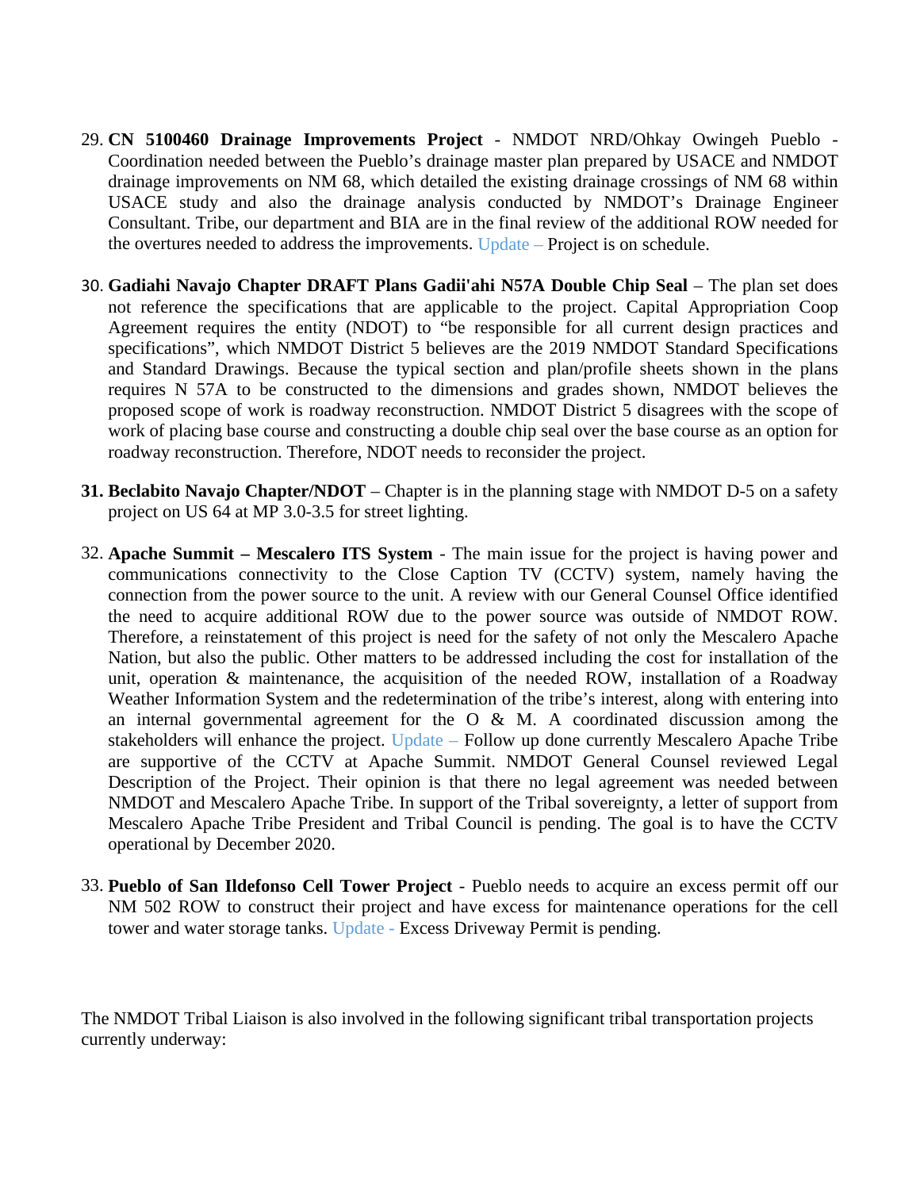29. **CN 5100460 Drainage Improvements Project** - NMDOT NRD/Ohkay Owingeh Pueblo - Coordination needed between the Pueblo's drainage master plan prepared by USACE and NMDOT drainage improvements on NM 68, which detailed the existing drainage crossings of NM 68 within USACE study and also the drainage analysis conducted by NMDOT's Drainage Engineer Consultant. Tribe, our department and BIA are in the final review of the additional ROW needed for the overtures needed to address the improvements. Update – Project is on schedule.

30. **Gadiahi Navajo Chapter DRAFT Plans Gadii'ahi N57A Double Chip Seal** – The plan set does not reference the specifications that are applicable to the project. Capital Appropriation Coop Agreement requires the entity (NDOT) to "be responsible for all current design practices and specifications", which NMDOT District 5 believes are the 2019 NMDOT Standard Specifications and Standard Drawings. Because the typical section and plan/profile sheets shown in the plans requires N 57A to be constructed to the dimensions and grades shown, NMDOT believes the proposed scope of work is roadway reconstruction. NMDOT District 5 disagrees with the scope of work of placing base course and constructing a double chip seal over the base course as an option for roadway reconstruction. Therefore, NDOT needs to reconsider the project.

31. **Beclabito Navajo Chapter/NDOT** – Chapter is in the planning stage with NMDOT D-5 on a safety project on US 64 at MP 3.0-3.5 for street lighting.

32. **Apache Summit – Mescalero ITS System** - The main issue for the project is having power and communications connectivity to the Close Caption TV (CCTV) system, namely having the connection from the power source to the unit. A review with our General Counsel Office identified the need to acquire additional ROW due to the power source was outside of NMDOT ROW. Therefore, a reinstatement of this project is need for the safety of not only the Mescalero Apache Nation, but also the public. Other matters to be addressed including the cost for installation of the unit, operation & maintenance, the acquisition of the needed ROW, installation of a Roadway Weather Information System and the redetermination of the tribe's interest, along with entering into an internal governmental agreement for the O & M. A coordinated discussion among the stakeholders will enhance the project. Update – Follow up done currently Mescalero Apache Tribe are supportive of the CCTV at Apache Summit. NMDOT General Counsel reviewed Legal Description of the Project. Their opinion is that there no legal agreement was needed between NMDOT and Mescalero Apache Tribe. In support of the Tribal sovereignty, a letter of support from Mescalero Apache Tribe President and Tribal Council is pending. The goal is to have the CCTV operational by December 2020.

33. **Pueblo of San Ildefonso Cell Tower Project** - Pueblo needs to acquire an excess permit off our NM 502 ROW to construct their project and have excess for maintenance operations for the cell tower and water storage tanks. Update - Excess Driveway Permit is pending.

The NMDOT Tribal Liaison is also involved in the following significant tribal transportation projects currently underway: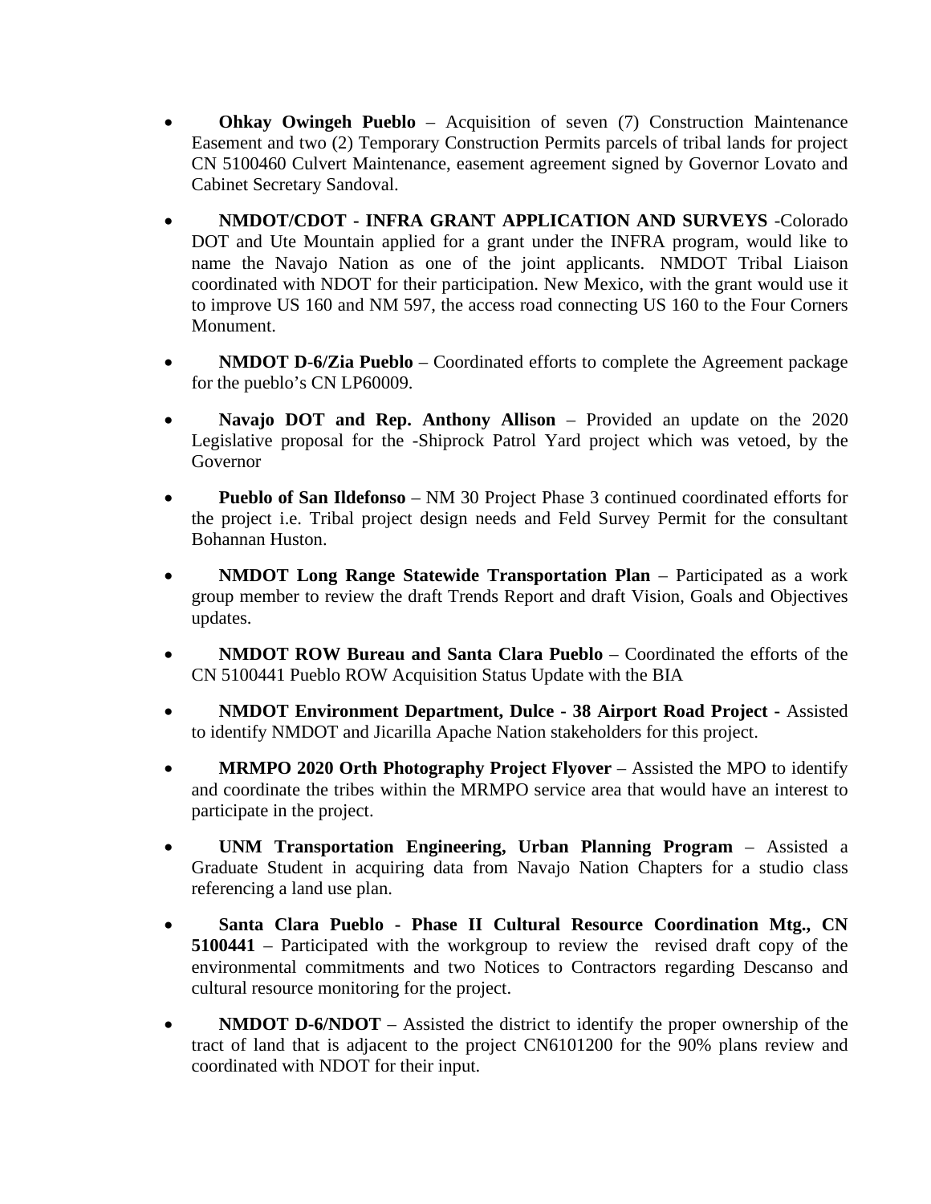- **Ohkay Owingeh Pueblo** – Acquisition of seven (7) Construction Maintenance Easement and two (2) Temporary Construction Permits parcels of tribal lands for project CN 5100460 Culvert Maintenance, easement agreement signed by Governor Lovato and Cabinet Secretary Sandoval.

- **NMDOT/CDOT - INFRA GRANT APPLICATION AND SURVEYS** -Colorado DOT and Ute Mountain applied for a grant under the INFRA program, would like to name the Navajo Nation as one of the joint applicants. NMDOT Tribal Liaison coordinated with NDOT for their participation. New Mexico, with the grant would use it to improve US 160 and NM 597, the access road connecting US 160 to the Four Corners Monument.

- **NMDOT D-6/Zia Pueblo** – Coordinated efforts to complete the Agreement package for the pueblo's CN LP60009.

- **Navajo DOT and Rep. Anthony Allison** – Provided an update on the 2020 Legislative proposal for the -Shiprock Patrol Yard project which was vetoed, by the Governor

- **Pueblo of San Ildefonso** – NM 30 Project Phase 3 continued coordinated efforts for the project i.e. Tribal project design needs and Feld Survey Permit for the consultant Bohannan Huston.

- **NMDOT Long Range Statewide Transportation Plan** – Participated as a work group member to review the draft Trends Report and draft Vision, Goals and Objectives updates.

- **NMDOT ROW Bureau and Santa Clara Pueblo** – Coordinated the efforts of the CN 5100441 Pueblo ROW Acquisition Status Update with the BIA

- **NMDOT Environment Department, Dulce - 38 Airport Road Project -** Assisted to identify NMDOT and Jicarilla Apache Nation stakeholders for this project.

- **MRMPO 2020 Orth Photography Project Flyover** – Assisted the MPO to identify and coordinate the tribes within the MRMPO service area that would have an interest to participate in the project.

- **UNM Transportation Engineering, Urban Planning Program** – Assisted a Graduate Student in acquiring data from Navajo Nation Chapters for a studio class referencing a land use plan.

- **Santa Clara Pueblo - Phase II Cultural Resource Coordination Mtg., CN 5100441** – Participated with the workgroup to review the revised draft copy of the environmental commitments and two Notices to Contractors regarding Descanso and cultural resource monitoring for the project.

- **NMDOT D-6/NDOT** – Assisted the district to identify the proper ownership of the tract of land that is adjacent to the project CN6101200 for the 90% plans review and coordinated with NDOT for their input.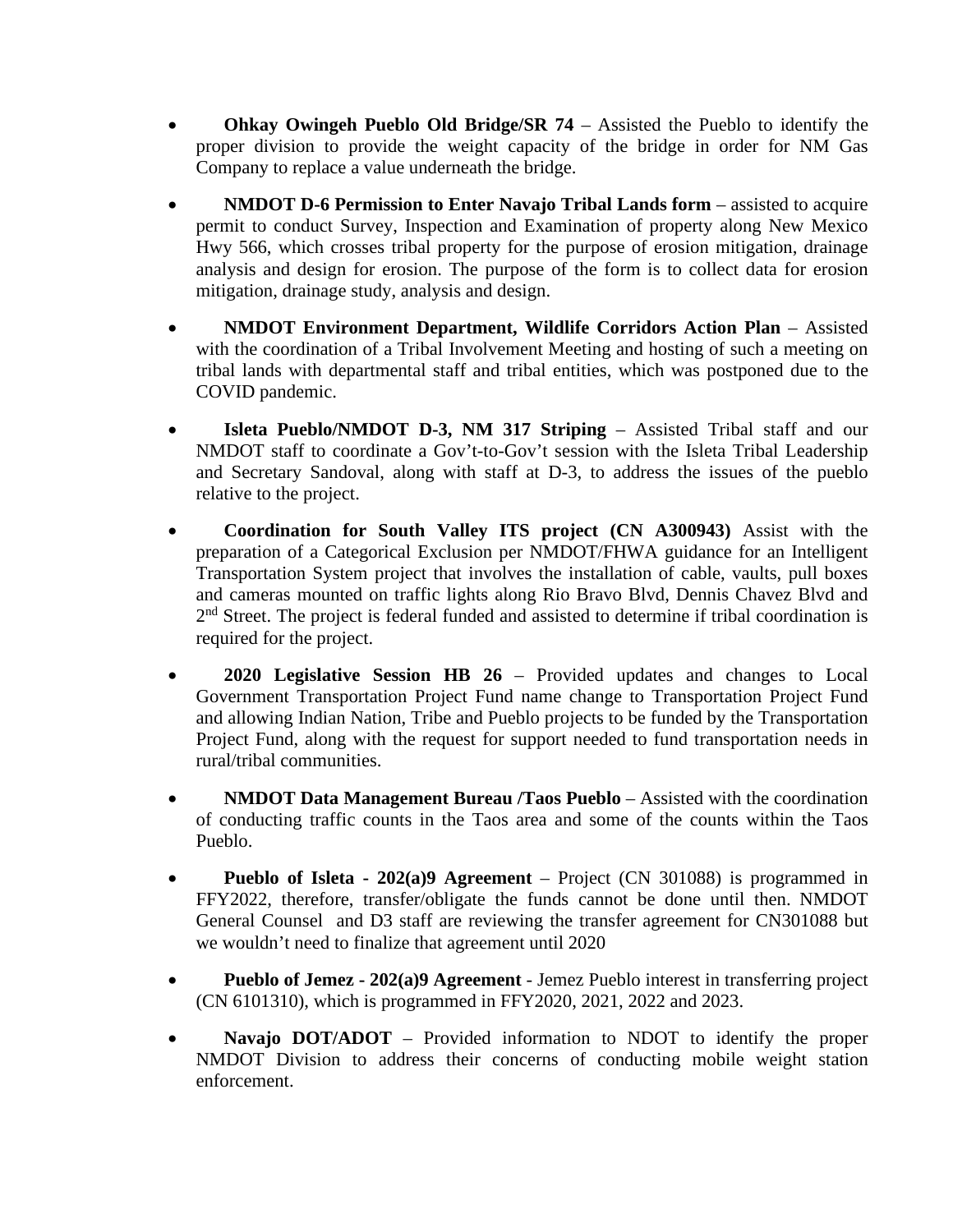- **Ohkay Owingeh Pueblo Old Bridge/SR 74** – Assisted the Pueblo to identify the proper division to provide the weight capacity of the bridge in order for NM Gas Company to replace a value underneath the bridge.

- **NMDOT D-6 Permission to Enter Navajo Tribal Lands form** – assisted to acquire permit to conduct Survey, Inspection and Examination of property along New Mexico Hwy 566, which crosses tribal property for the purpose of erosion mitigation, drainage analysis and design for erosion. The purpose of the form is to collect data for erosion mitigation, drainage study, analysis and design.

- **NMDOT Environment Department, Wildlife Corridors Action Plan** – Assisted with the coordination of a Tribal Involvement Meeting and hosting of such a meeting on tribal lands with departmental staff and tribal entities, which was postponed due to the COVID pandemic.

- **Isleta Pueblo/NMDOT D-3, NM 317 Striping** – Assisted Tribal staff and our NMDOT staff to coordinate a Gov't-to-Gov't session with the Isleta Tribal Leadership and Secretary Sandoval, along with staff at D-3, to address the issues of the pueblo relative to the project.

- **Coordination for South Valley ITS project (CN A300943)** Assist with the preparation of a Categorical Exclusion per NMDOT/FHWA guidance for an Intelligent Transportation System project that involves the installation of cable, vaults, pull boxes and cameras mounted on traffic lights along Rio Bravo Blvd, Dennis Chavez Blvd and 2nd Street. The project is federal funded and assisted to determine if tribal coordination is required for the project.

- **2020 Legislative Session HB 26** – Provided updates and changes to Local Government Transportation Project Fund name change to Transportation Project Fund and allowing Indian Nation, Tribe and Pueblo projects to be funded by the Transportation Project Fund, along with the request for support needed to fund transportation needs in rural/tribal communities.

- **NMDOT Data Management Bureau /Taos Pueblo** – Assisted with the coordination of conducting traffic counts in the Taos area and some of the counts within the Taos Pueblo.

- **Pueblo of Isleta - 202(a)9 Agreement** – Project (CN 301088) is programmed in FFY2022, therefore, transfer/obligate the funds cannot be done until then. NMDOT General Counsel and D3 staff are reviewing the transfer agreement for CN301088 but we wouldn't need to finalize that agreement until 2020

- **Pueblo of Jemez - 202(a)9 Agreement** - Jemez Pueblo interest in transferring project (CN 6101310), which is programmed in FFY2020, 2021, 2022 and 2023.

- **Navajo DOT/ADOT** – Provided information to NDOT to identify the proper NMDOT Division to address their concerns of conducting mobile weight station enforcement.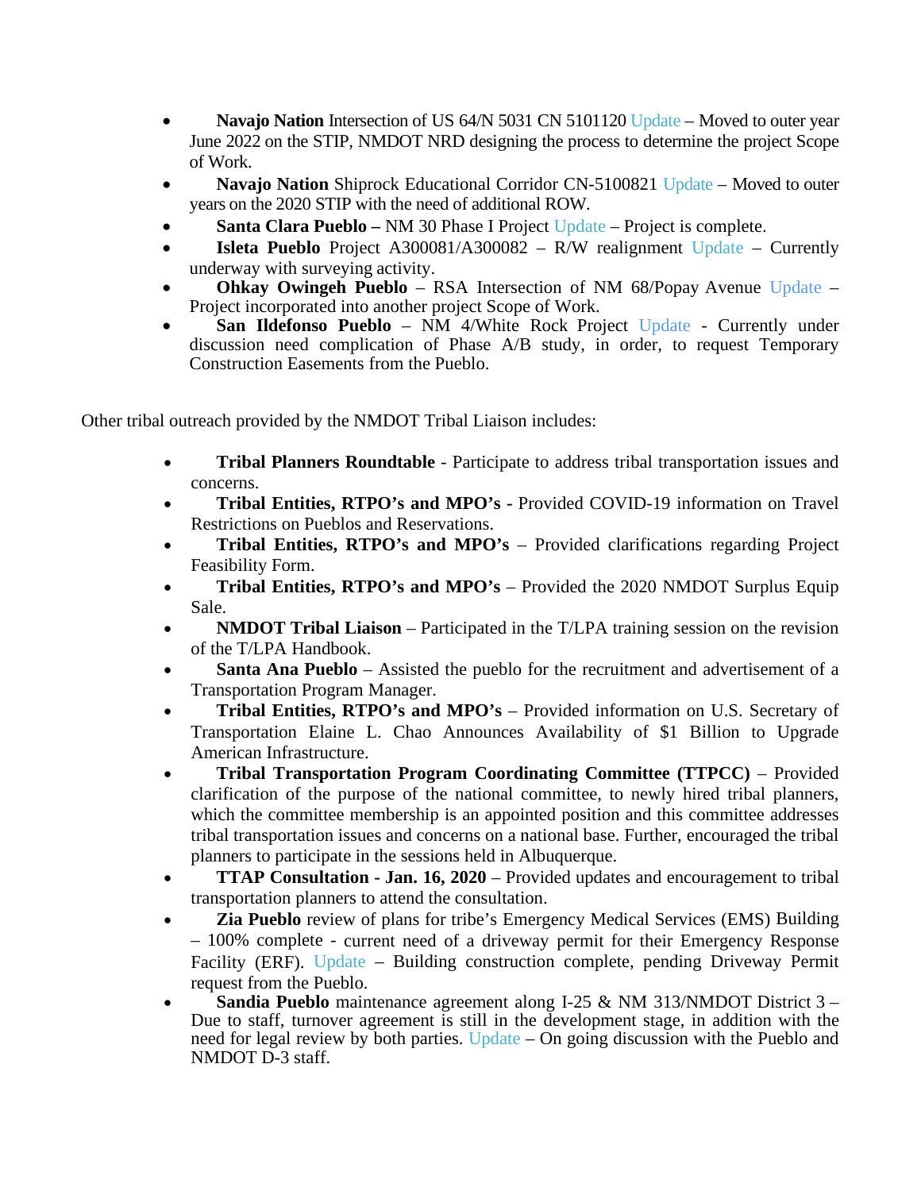- **Navajo Nation** Intersection of US 64/N 5031 CN 5101120 Update – Moved to outer year June 2022 on the STIP, NMDOT NRD designing the process to determine the project Scope of Work.
- **Navajo Nation** Shiprock Educational Corridor CN-5100821 Update – Moved to outer years on the 2020 STIP with the need of additional ROW.
- **Santa Clara Pueblo –** NM 30 Phase I Project Update – Project is complete.
- **Isleta Pueblo** Project A300081/A300082 – R/W realignment Update – Currently underway with surveying activity.
- **Ohkay Owingeh Pueblo** – RSA Intersection of NM 68/Popay Avenue Update – Project incorporated into another project Scope of Work.
- **San Ildefonso Pueblo** – NM 4/White Rock Project Update - Currently under discussion need complication of Phase A/B study, in order, to request Temporary Construction Easements from the Pueblo.

Other tribal outreach provided by the NMDOT Tribal Liaison includes:

- **Tribal Planners Roundtable** - Participate to address tribal transportation issues and concerns.
- **Tribal Entities, RTPO's and MPO's** - Provided COVID-19 information on Travel Restrictions on Pueblos and Reservations.
- **Tribal Entities, RTPO's and MPO's** – Provided clarifications regarding Project Feasibility Form.
- **Tribal Entities, RTPO's and MPO's** – Provided the 2020 NMDOT Surplus Equip Sale.
- **NMDOT Tribal Liaison** – Participated in the T/LPA training session on the revision of the T/LPA Handbook.
- **Santa Ana Pueblo** – Assisted the pueblo for the recruitment and advertisement of a Transportation Program Manager.
- **Tribal Entities, RTPO's and MPO's** – Provided information on U.S. Secretary of Transportation Elaine L. Chao Announces Availability of $1 Billion to Upgrade American Infrastructure.
- **Tribal Transportation Program Coordinating Committee (TTPCC)** – Provided clarification of the purpose of the national committee, to newly hired tribal planners, which the committee membership is an appointed position and this committee addresses tribal transportation issues and concerns on a national base. Further, encouraged the tribal planners to participate in the sessions held in Albuquerque.
- **TTAP Consultation - Jan. 16, 2020** – Provided updates and encouragement to tribal transportation planners to attend the consultation.
- **Zia Pueblo** review of plans for tribe's Emergency Medical Services (EMS) Building – 100% complete - current need of a driveway permit for their Emergency Response Facility (ERF). Update – Building construction complete, pending Driveway Permit request from the Pueblo.
- **Sandia Pueblo** maintenance agreement along I-25 & NM 313/NMDOT District 3 – Due to staff, turnover agreement is still in the development stage, in addition with the need for legal review by both parties. Update – On going discussion with the Pueblo and NMDOT D-3 staff.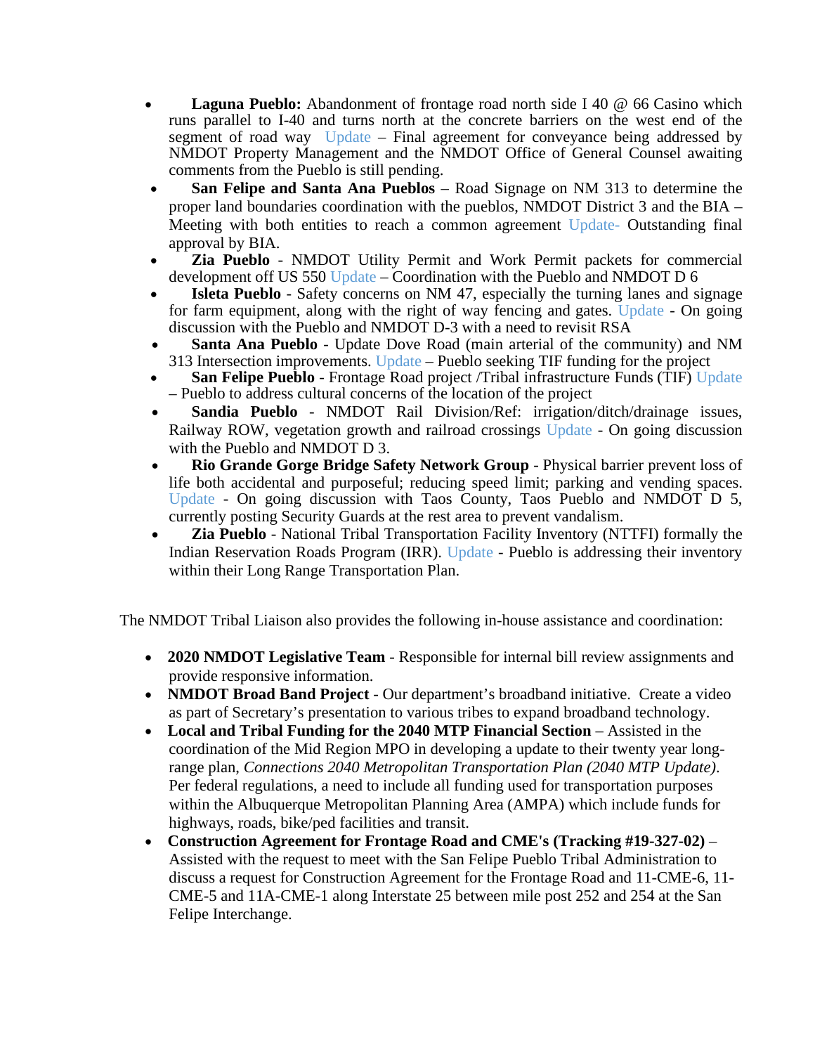- **Laguna Pueblo:** Abandonment of frontage road north side I 40 @ 66 Casino which runs parallel to I-40 and turns north at the concrete barriers on the west end of the segment of road way Update – Final agreement for conveyance being addressed by NMDOT Property Management and the NMDOT Office of General Counsel awaiting comments from the Pueblo is still pending.
- **San Felipe and Santa Ana Pueblos** – Road Signage on NM 313 to determine the proper land boundaries coordination with the pueblos, NMDOT District 3 and the BIA – Meeting with both entities to reach a common agreement Update- Outstanding final approval by BIA.
- **Zia Pueblo** - NMDOT Utility Permit and Work Permit packets for commercial development off US 550 Update – Coordination with the Pueblo and NMDOT D 6
- **Isleta Pueblo** - Safety concerns on NM 47, especially the turning lanes and signage for farm equipment, along with the right of way fencing and gates. Update - On going discussion with the Pueblo and NMDOT D-3 with a need to revisit RSA
- **Santa Ana Pueblo** - Update Dove Road (main arterial of the community) and NM 313 Intersection improvements. Update – Pueblo seeking TIF funding for the project
- **San Felipe Pueblo** - Frontage Road project /Tribal infrastructure Funds (TIF) Update – Pueblo to address cultural concerns of the location of the project
- **Sandia Pueblo** - NMDOT Rail Division/Ref: irrigation/ditch/drainage issues, Railway ROW, vegetation growth and railroad crossings Update - On going discussion with the Pueblo and NMDOT D 3.
- **Rio Grande Gorge Bridge Safety Network Group** - Physical barrier prevent loss of life both accidental and purposeful; reducing speed limit; parking and vending spaces. Update - On going discussion with Taos County, Taos Pueblo and NMDOT D 5, currently posting Security Guards at the rest area to prevent vandalism.
- **Zia Pueblo** - National Tribal Transportation Facility Inventory (NTTFI) formally the Indian Reservation Roads Program (IRR). Update - Pueblo is addressing their inventory within their Long Range Transportation Plan.

The NMDOT Tribal Liaison also provides the following in-house assistance and coordination:

- **2020 NMDOT Legislative Team** - Responsible for internal bill review assignments and provide responsive information.
- **NMDOT Broad Band Project** - Our department's broadband initiative. Create a video as part of Secretary's presentation to various tribes to expand broadband technology.
- **Local and Tribal Funding for the 2040 MTP Financial Section** – Assisted in the coordination of the Mid Region MPO in developing a update to their twenty year long-range plan, *Connections 2040 Metropolitan Transportation Plan (2040 MTP Update)*. Per federal regulations, a need to include all funding used for transportation purposes within the Albuquerque Metropolitan Planning Area (AMPA) which include funds for highways, roads, bike/ped facilities and transit.
- **Construction Agreement for Frontage Road and CME's (Tracking #19-327-02)** – Assisted with the request to meet with the San Felipe Pueblo Tribal Administration to discuss a request for Construction Agreement for the Frontage Road and 11-CME-6, 11-CME-5 and 11A-CME-1 along Interstate 25 between mile post 252 and 254 at the San Felipe Interchange.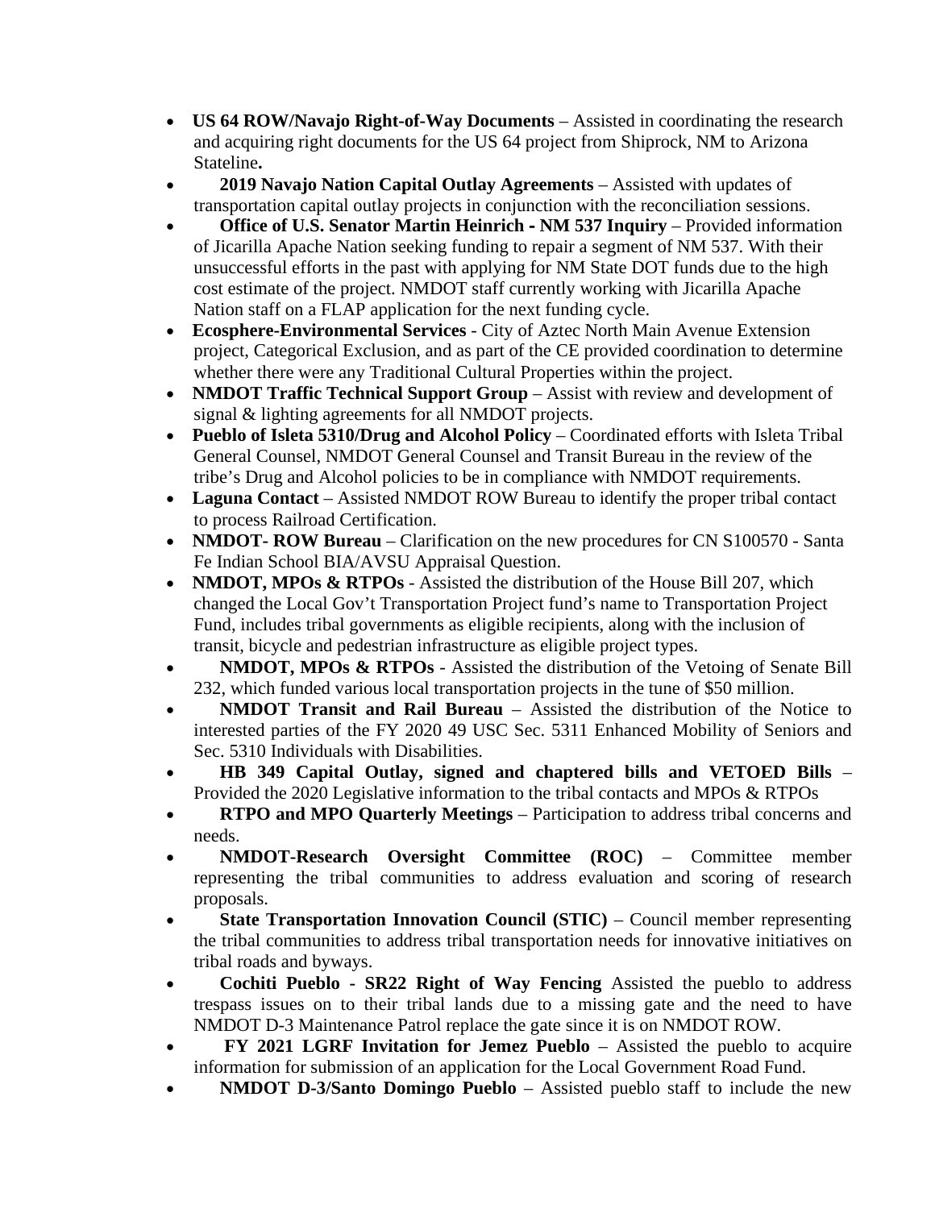- **US 64 ROW/Navajo Right-of-Way Documents** – Assisted in coordinating the research and acquiring right documents for the US 64 project from Shiprock, NM to Arizona Stateline**.**
- **2019 Navajo Nation Capital Outlay Agreements** – Assisted with updates of transportation capital outlay projects in conjunction with the reconciliation sessions.
- **Office of U.S. Senator Martin Heinrich - NM 537 Inquiry** – Provided information of Jicarilla Apache Nation seeking funding to repair a segment of NM 537. With their unsuccessful efforts in the past with applying for NM State DOT funds due to the high cost estimate of the project. NMDOT staff currently working with Jicarilla Apache Nation staff on a FLAP application for the next funding cycle.
- **Ecosphere-Environmental Services** - City of Aztec North Main Avenue Extension project, Categorical Exclusion, and as part of the CE provided coordination to determine whether there were any Traditional Cultural Properties within the project.
- **NMDOT Traffic Technical Support Group** – Assist with review and development of signal & lighting agreements for all NMDOT projects.
- **Pueblo of Isleta 5310/Drug and Alcohol Policy** – Coordinated efforts with Isleta Tribal General Counsel, NMDOT General Counsel and Transit Bureau in the review of the tribe's Drug and Alcohol policies to be in compliance with NMDOT requirements.
- **Laguna Contact** – Assisted NMDOT ROW Bureau to identify the proper tribal contact to process Railroad Certification.
- **NMDOT- ROW Bureau** – Clarification on the new procedures for CN S100570 - Santa Fe Indian School BIA/AVSU Appraisal Question.
- **NMDOT, MPOs & RTPOs** - Assisted the distribution of the House Bill 207, which changed the Local Gov't Transportation Project fund's name to Transportation Project Fund, includes tribal governments as eligible recipients, along with the inclusion of transit, bicycle and pedestrian infrastructure as eligible project types.
- **NMDOT, MPOs & RTPOs** - Assisted the distribution of the Vetoing of Senate Bill 232, which funded various local transportation projects in the tune of $50 million.
- **NMDOT Transit and Rail Bureau** – Assisted the distribution of the Notice to interested parties of the FY 2020 49 USC Sec. 5311 Enhanced Mobility of Seniors and Sec. 5310 Individuals with Disabilities.
- **HB 349 Capital Outlay, signed and chaptered bills and VETOED Bills** – Provided the 2020 Legislative information to the tribal contacts and MPOs & RTPOs
- **RTPO and MPO Quarterly Meetings** – Participation to address tribal concerns and needs.
- **NMDOT-Research Oversight Committee (ROC)** – Committee member representing the tribal communities to address evaluation and scoring of research proposals.
- **State Transportation Innovation Council (STIC)** – Council member representing the tribal communities to address tribal transportation needs for innovative initiatives on tribal roads and byways.
- **Cochiti Pueblo - SR22 Right of Way Fencing** Assisted the pueblo to address trespass issues on to their tribal lands due to a missing gate and the need to have NMDOT D-3 Maintenance Patrol replace the gate since it is on NMDOT ROW.
- **FY 2021 LGRF Invitation for Jemez Pueblo** – Assisted the pueblo to acquire information for submission of an application for the Local Government Road Fund.
- **NMDOT D-3/Santo Domingo Pueblo** – Assisted pueblo staff to include the new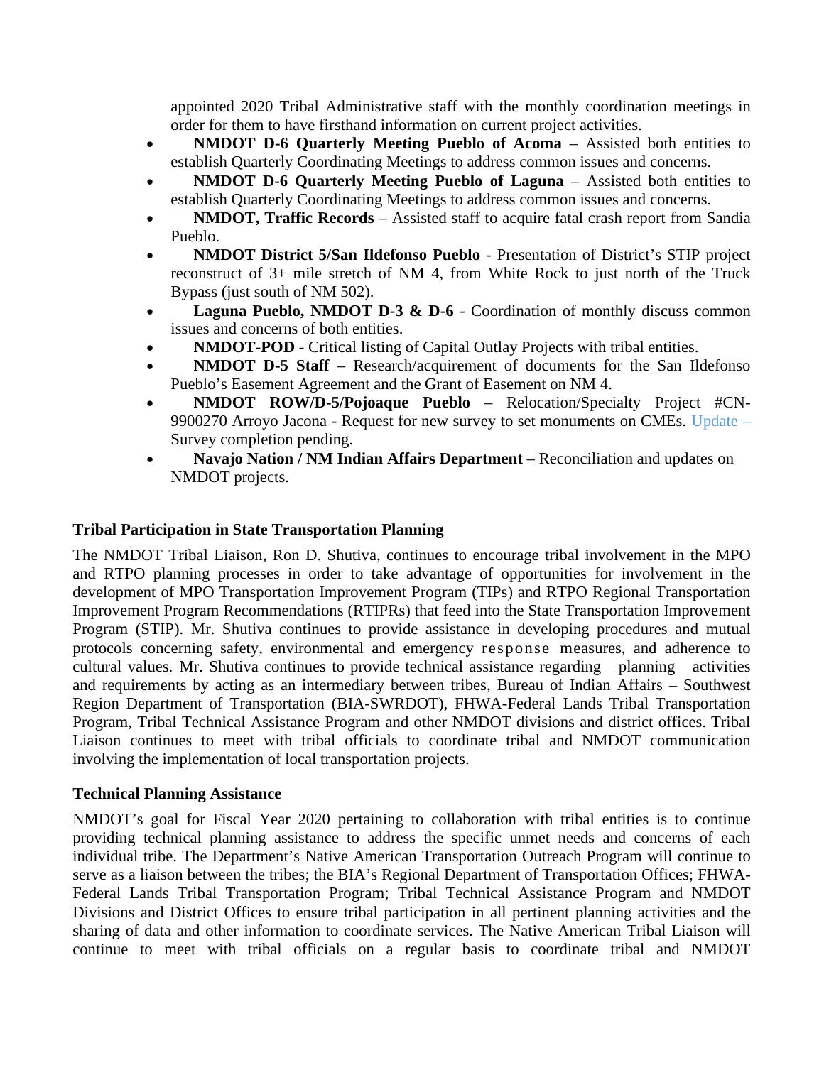appointed 2020 Tribal Administrative staff with the monthly coordination meetings in order for them to have firsthand information on current project activities.

- **NMDOT D-6 Quarterly Meeting Pueblo of Acoma** – Assisted both entities to establish Quarterly Coordinating Meetings to address common issues and concerns.
- **NMDOT D-6 Quarterly Meeting Pueblo of Laguna** – Assisted both entities to establish Quarterly Coordinating Meetings to address common issues and concerns.
- **NMDOT, Traffic Records** – Assisted staff to acquire fatal crash report from Sandia Pueblo.
- **NMDOT District 5/San Ildefonso Pueblo** - Presentation of District's STIP project reconstruct of 3+ mile stretch of NM 4, from White Rock to just north of the Truck Bypass (just south of NM 502).
- **Laguna Pueblo, NMDOT D-3 & D-6** - Coordination of monthly discuss common issues and concerns of both entities.
- **NMDOT-POD** - Critical listing of Capital Outlay Projects with tribal entities.
- **NMDOT D-5 Staff** – Research/acquirement of documents for the San Ildefonso Pueblo's Easement Agreement and the Grant of Easement on NM 4.
- **NMDOT ROW/D-5/Pojoaque Pueblo** – Relocation/Specialty Project #CN-9900270 Arroyo Jacona - Request for new survey to set monuments on CMEs. Update – Survey completion pending.
- **Navajo Nation / NM Indian Affairs Department** – Reconciliation and updates on NMDOT projects.

**Tribal Participation in State Transportation Planning**

The NMDOT Tribal Liaison, Ron D. Shutiva, continues to encourage tribal involvement in the MPO and RTPO planning processes in order to take advantage of opportunities for involvement in the development of MPO Transportation Improvement Program (TIPs) and RTPO Regional Transportation Improvement Program Recommendations (RTIPRs) that feed into the State Transportation Improvement Program (STIP). Mr. Shutiva continues to provide assistance in developing procedures and mutual protocols concerning safety, environmental and emergency response measures, and adherence to cultural values. Mr. Shutiva continues to provide technical assistance regarding planning activities and requirements by acting as an intermediary between tribes, Bureau of Indian Affairs – Southwest Region Department of Transportation (BIA-SWRDOT), FHWA-Federal Lands Tribal Transportation Program, Tribal Technical Assistance Program and other NMDOT divisions and district offices. Tribal Liaison continues to meet with tribal officials to coordinate tribal and NMDOT communication involving the implementation of local transportation projects.

**Technical Planning Assistance**

NMDOT's goal for Fiscal Year 2020 pertaining to collaboration with tribal entities is to continue providing technical planning assistance to address the specific unmet needs and concerns of each individual tribe. The Department's Native American Transportation Outreach Program will continue to serve as a liaison between the tribes; the BIA's Regional Department of Transportation Offices; FHWA-Federal Lands Tribal Transportation Program; Tribal Technical Assistance Program and NMDOT Divisions and District Offices to ensure tribal participation in all pertinent planning activities and the sharing of data and other information to coordinate services. The Native American Tribal Liaison will continue to meet with tribal officials on a regular basis to coordinate tribal and NMDOT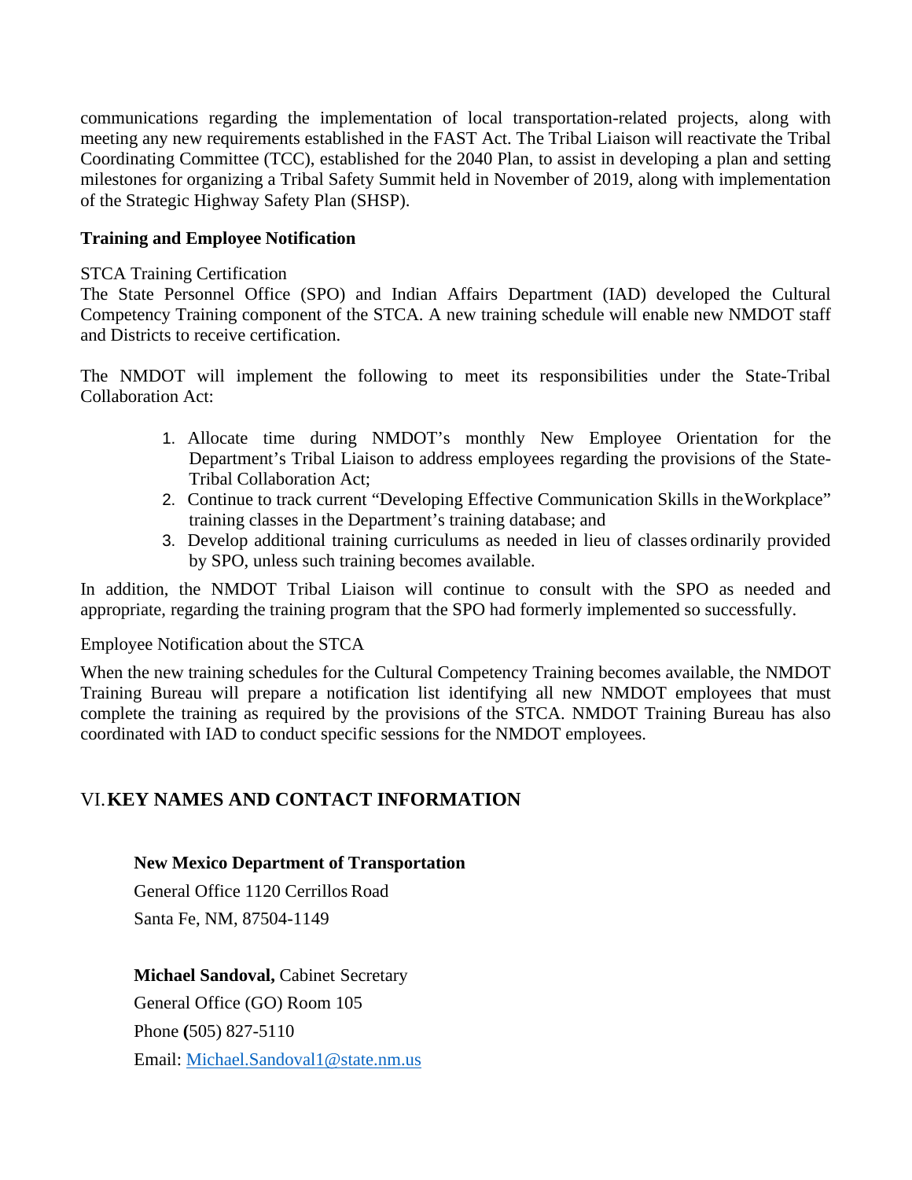communications regarding the implementation of local transportation-related projects, along with meeting any new requirements established in the FAST Act. The Tribal Liaison will reactivate the Tribal Coordinating Committee (TCC), established for the 2040 Plan, to assist in developing a plan and setting milestones for organizing a Tribal Safety Summit held in November of 2019, along with implementation of the Strategic Highway Safety Plan (SHSP).

**Training and Employee Notification**

STCA Training Certification

The State Personnel Office (SPO) and Indian Affairs Department (IAD) developed the Cultural Competency Training component of the STCA. A new training schedule will enable new NMDOT staff and Districts to receive certification.

The NMDOT will implement the following to meet its responsibilities under the State-Tribal Collaboration Act:

1. Allocate time during NMDOT's monthly New Employee Orientation for the Department's Tribal Liaison to address employees regarding the provisions of the State-Tribal Collaboration Act;
2. Continue to track current "Developing Effective Communication Skills in the Workplace" training classes in the Department's training database; and
3. Develop additional training curriculums as needed in lieu of classes ordinarily provided by SPO, unless such training becomes available.

In addition, the NMDOT Tribal Liaison will continue to consult with the SPO as needed and appropriate, regarding the training program that the SPO had formerly implemented so successfully.

Employee Notification about the STCA

When the new training schedules for the Cultural Competency Training becomes available, the NMDOT Training Bureau will prepare a notification list identifying all new NMDOT employees that must complete the training as required by the provisions of the STCA. NMDOT Training Bureau has also coordinated with IAD to conduct specific sessions for the NMDOT employees.

## VI. KEY NAMES AND CONTACT INFORMATION

**New Mexico Department of Transportation**
General Office 1120 Cerrillos Road
Santa Fe, NM, 87504-1149

**Michael Sandoval,** Cabinet Secretary
General Office (GO) Room 105
Phone (505) 827-5110
Email: Michael.Sandoval1@state.nm.us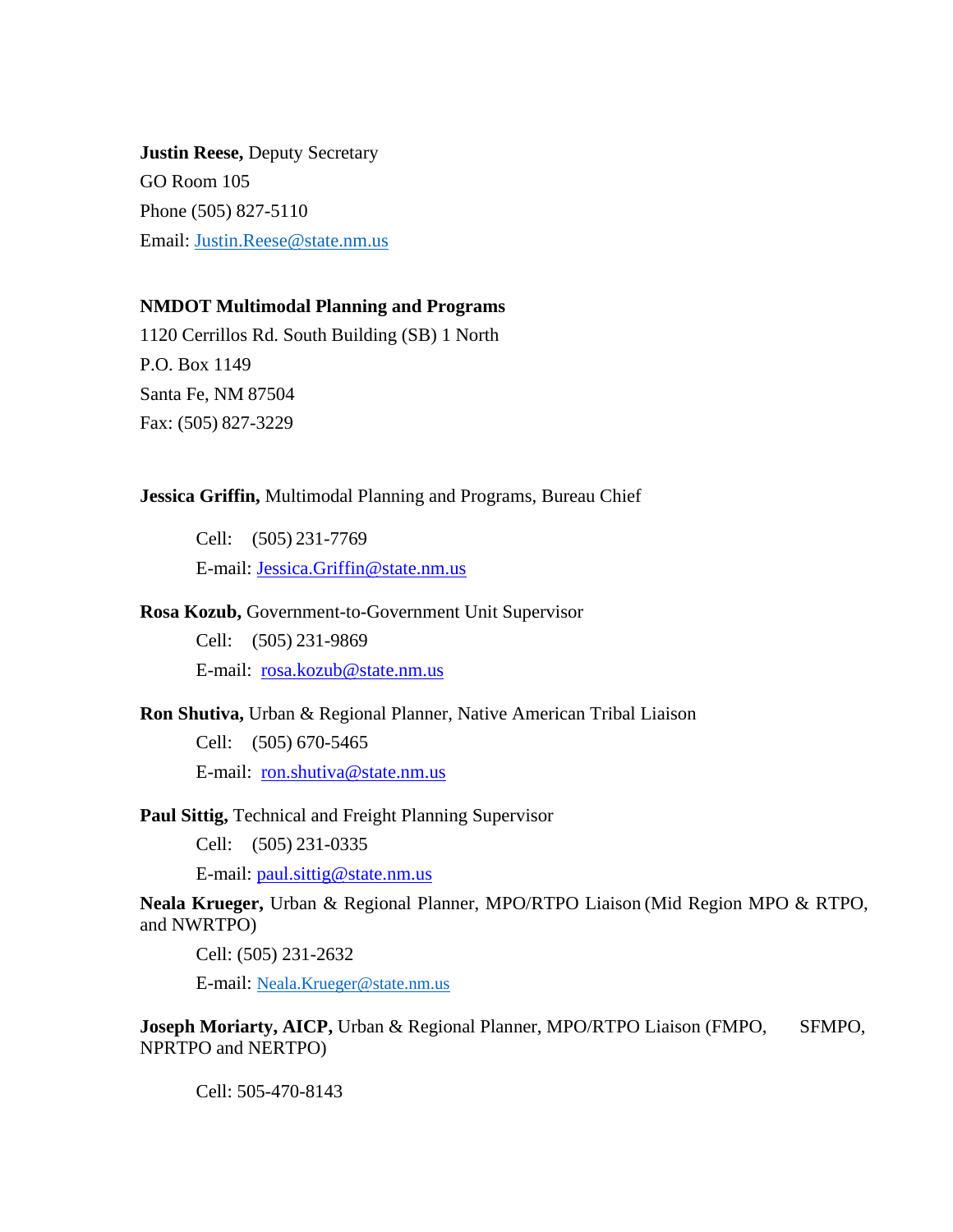**Justin Reese,** Deputy Secretary
GO Room 105
Phone (505) 827-5110
Email: Justin.Reese@state.nm.us

**NMDOT Multimodal Planning and Programs**
1120 Cerrillos Rd. South Building (SB) 1 North
P.O. Box 1149
Santa Fe, NM 87504
Fax: (505) 827-3229

**Jessica Griffin,** Multimodal Planning and Programs, Bureau Chief

Cell: (505) 231-7769
E-mail: Jessica.Griffin@state.nm.us

**Rosa Kozub,** Government-to-Government Unit Supervisor

Cell: (505) 231-9869
E-mail: rosa.kozub@state.nm.us

**Ron Shutiva,** Urban & Regional Planner, Native American Tribal Liaison

Cell: (505) 670-5465
E-mail: ron.shutiva@state.nm.us

**Paul Sittig,** Technical and Freight Planning Supervisor

Cell: (505) 231-0335
E-mail: paul.sittig@state.nm.us

**Neala Krueger,** Urban & Regional Planner, MPO/RTPO Liaison (Mid Region MPO & RTPO, and NWRTPO)

Cell: (505) 231-2632
E-mail: Neala.Krueger@state.nm.us

**Joseph Moriarty, AICP,** Urban & Regional Planner, MPO/RTPO Liaison (FMPO, SFMPO, NPRTPO and NERTPO)

Cell: 505-470-8143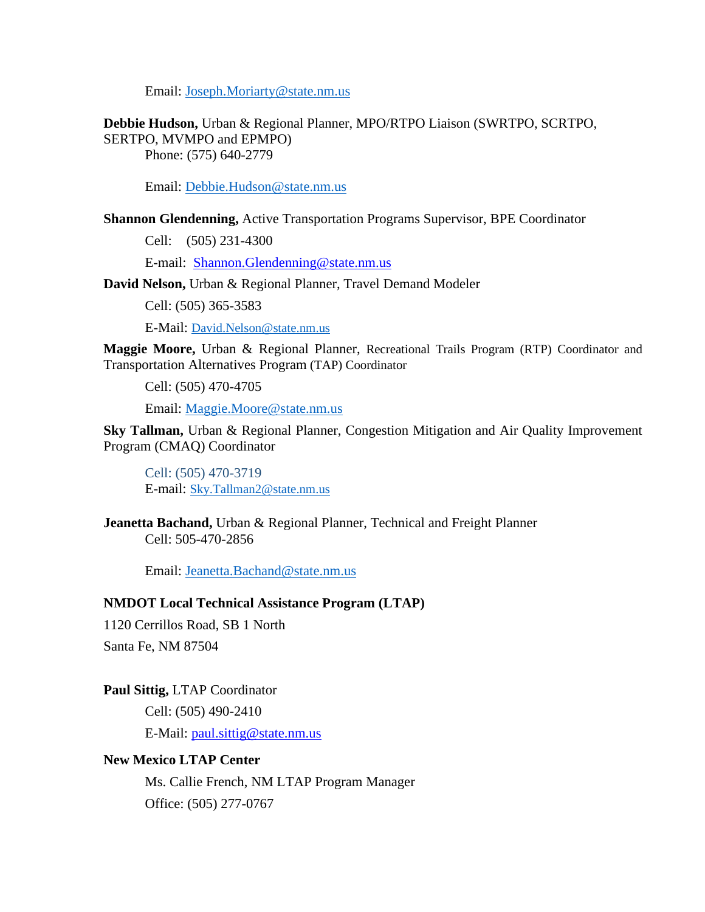Email: Joseph.Moriarty@state.nm.us

**Debbie Hudson,** Urban & Regional Planner, MPO/RTPO Liaison (SWRTPO, SCRTPO, SERTPO, MVMPO and EPMPO)

Phone: (575) 640-2779

Email: Debbie.Hudson@state.nm.us

**Shannon Glendenning,** Active Transportation Programs Supervisor, BPE Coordinator

Cell: (505) 231-4300

E-mail: Shannon.Glendenning@state.nm.us

**David Nelson,** Urban & Regional Planner, Travel Demand Modeler

Cell: (505) 365-3583

E-Mail: David.Nelson@state.nm.us

**Maggie Moore,** Urban & Regional Planner, Recreational Trails Program (RTP) Coordinator and Transportation Alternatives Program (TAP) Coordinator

Cell: (505) 470-4705

Email: Maggie.Moore@state.nm.us

**Sky Tallman,** Urban & Regional Planner, Congestion Mitigation and Air Quality Improvement Program (CMAQ) Coordinator

Cell: (505) 470-3719

E-mail: Sky.Tallman2@state.nm.us

**Jeanetta Bachand,** Urban & Regional Planner, Technical and Freight Planner

Cell: 505-470-2856

Email: Jeanetta.Bachand@state.nm.us

**NMDOT Local Technical Assistance Program (LTAP)**

1120 Cerrillos Road, SB 1 North

Santa Fe, NM 87504

**Paul Sittig,** LTAP Coordinator

Cell: (505) 490-2410

E-Mail: paul.sittig@state.nm.us

**New Mexico LTAP Center**

Ms. Callie French, NM LTAP Program Manager

Office: (505) 277-0767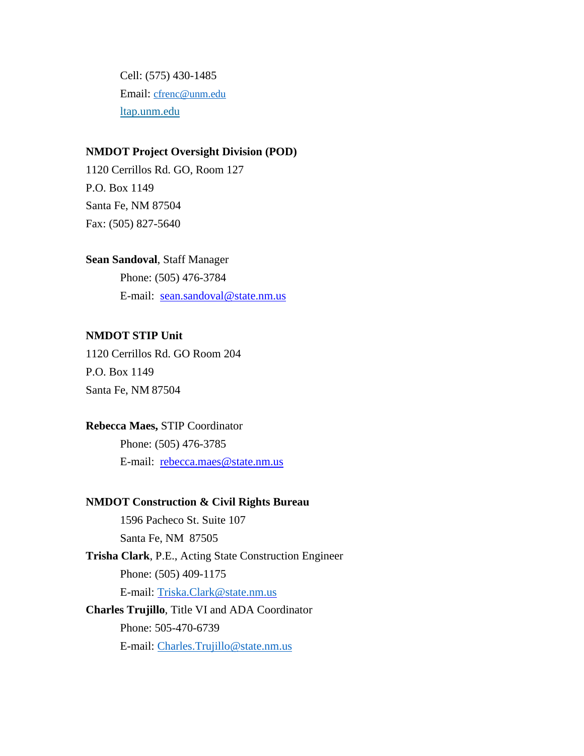Cell: (575) 430-1485
Email: cfrenc@unm.edu
ltap.unm.edu

**NMDOT Project Oversight Division (POD)**
1120 Cerrillos Rd. GO, Room 127
P.O. Box 1149
Santa Fe, NM 87504
Fax: (505) 827-5640

**Sean Sandoval**, Staff Manager
Phone: (505) 476-3784
E-mail: sean.sandoval@state.nm.us

**NMDOT STIP Unit**
1120 Cerrillos Rd. GO Room 204
P.O. Box 1149
Santa Fe, NM 87504

**Rebecca Maes,** STIP Coordinator
Phone: (505) 476-3785
E-mail: rebecca.maes@state.nm.us

**NMDOT Construction & Civil Rights Bureau**
1596 Pacheco St. Suite 107
Santa Fe, NM 87505

**Trisha Clark**, P.E., Acting State Construction Engineer
Phone: (505) 409-1175
E-mail: Triska.Clark@state.nm.us

**Charles Trujillo**, Title VI and ADA Coordinator
Phone: 505-470-6739
E-mail: Charles.Trujillo@state.nm.us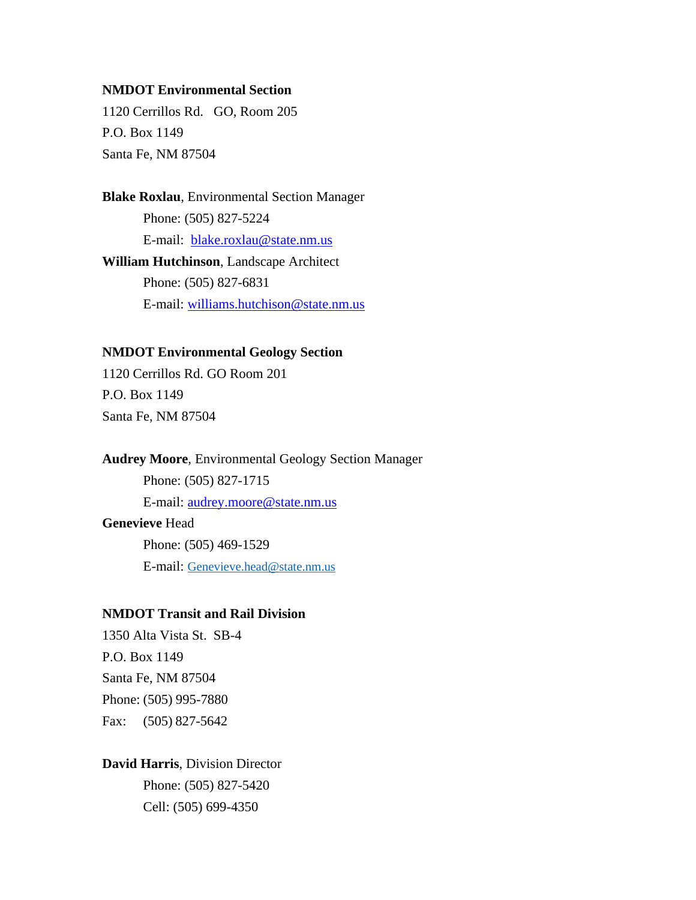**NMDOT Environmental Section**
1120 Cerrillos Rd.   GO, Room 205
P.O. Box 1149
Santa Fe, NM 87504

**Blake Roxlau**, Environmental Section Manager
  Phone: (505) 827-5224
  E-mail: blake.roxlau@state.nm.us

**William Hutchinson**, Landscape Architect
  Phone: (505) 827-6831
  E-mail: williams.hutchison@state.nm.us

**NMDOT Environmental Geology Section**
1120 Cerrillos Rd. GO Room 201
P.O. Box 1149
Santa Fe, NM 87504

**Audrey Moore**, Environmental Geology Section Manager
  Phone: (505) 827-1715
  E-mail: audrey.moore@state.nm.us

**Genevieve** Head
  Phone: (505) 469-1529
  E-mail: Genevieve.head@state.nm.us

**NMDOT Transit and Rail Division**
1350 Alta Vista St.  SB-4
P.O. Box 1149
Santa Fe, NM 87504
Phone: (505) 995-7880
Fax:   (505) 827-5642

**David Harris**, Division Director
  Phone: (505) 827-5420
  Cell: (505) 699-4350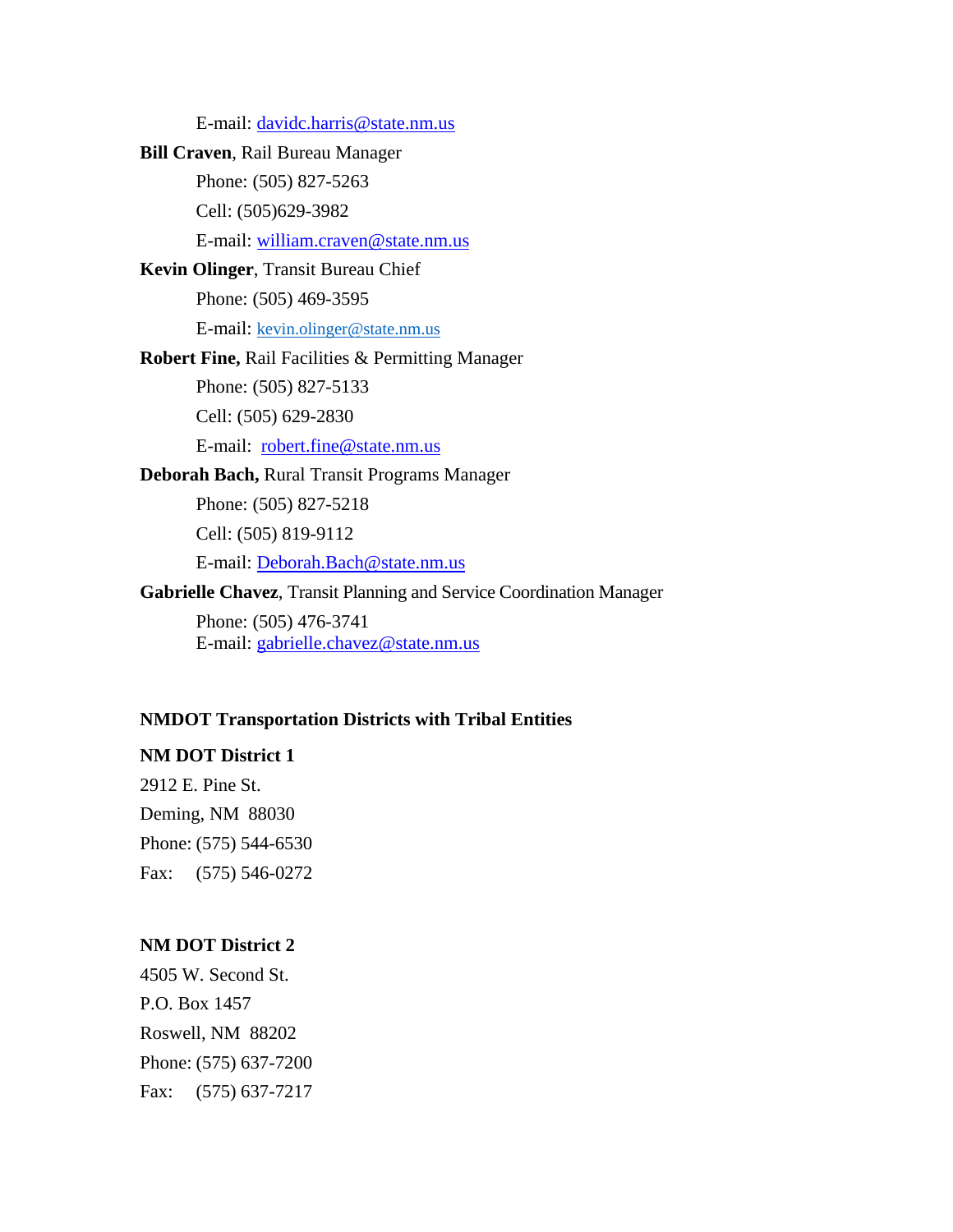E-mail: davidc.harris@state.nm.us

**Bill Craven**, Rail Bureau Manager

Phone: (505) 827-5263

Cell: (505)629-3982

E-mail: william.craven@state.nm.us

**Kevin Olinger**, Transit Bureau Chief

Phone: (505) 469-3595

E-mail: kevin.olinger@state.nm.us

**Robert Fine,** Rail Facilities & Permitting Manager

Phone: (505) 827-5133

Cell: (505) 629-2830

E-mail: robert.fine@state.nm.us

**Deborah Bach,** Rural Transit Programs Manager

Phone: (505) 827-5218

Cell: (505) 819-9112

E-mail: Deborah.Bach@state.nm.us

**Gabrielle Chavez**, Transit Planning and Service Coordination Manager

Phone: (505) 476-3741
E-mail: gabrielle.chavez@state.nm.us

**NMDOT Transportation Districts with Tribal Entities**

**NM DOT District 1**

2912 E. Pine St.
Deming, NM 88030
Phone: (575) 544-6530
Fax: (575) 546-0272

**NM DOT District 2**

4505 W. Second St.
P.O. Box 1457
Roswell, NM 88202
Phone: (575) 637-7200
Fax: (575) 637-7217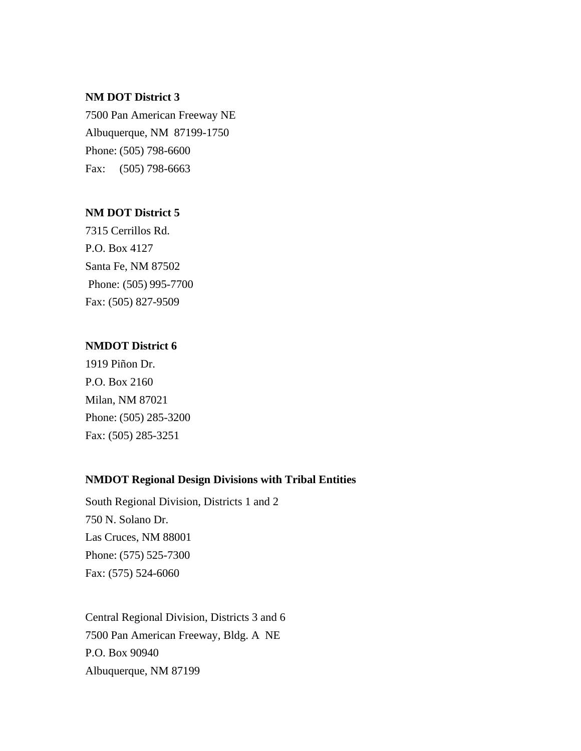**NM DOT District 3**
7500 Pan American Freeway NE
Albuquerque, NM 87199-1750
Phone: (505) 798-6600
Fax: (505) 798-6663

**NM DOT District 5**
7315 Cerrillos Rd.
P.O. Box 4127
Santa Fe, NM 87502
Phone: (505) 995-7700
Fax: (505) 827-9509

**NMDOT District 6**
1919 Piñon Dr.
P.O. Box 2160
Milan, NM 87021
Phone: (505) 285-3200
Fax: (505) 285-3251

**NMDOT Regional Design Divisions with Tribal Entities**

South Regional Division, Districts 1 and 2
750 N. Solano Dr.
Las Cruces, NM 88001
Phone: (575) 525-7300
Fax: (575) 524-6060

Central Regional Division, Districts 3 and 6
7500 Pan American Freeway, Bldg. A NE
P.O. Box 90940
Albuquerque, NM 87199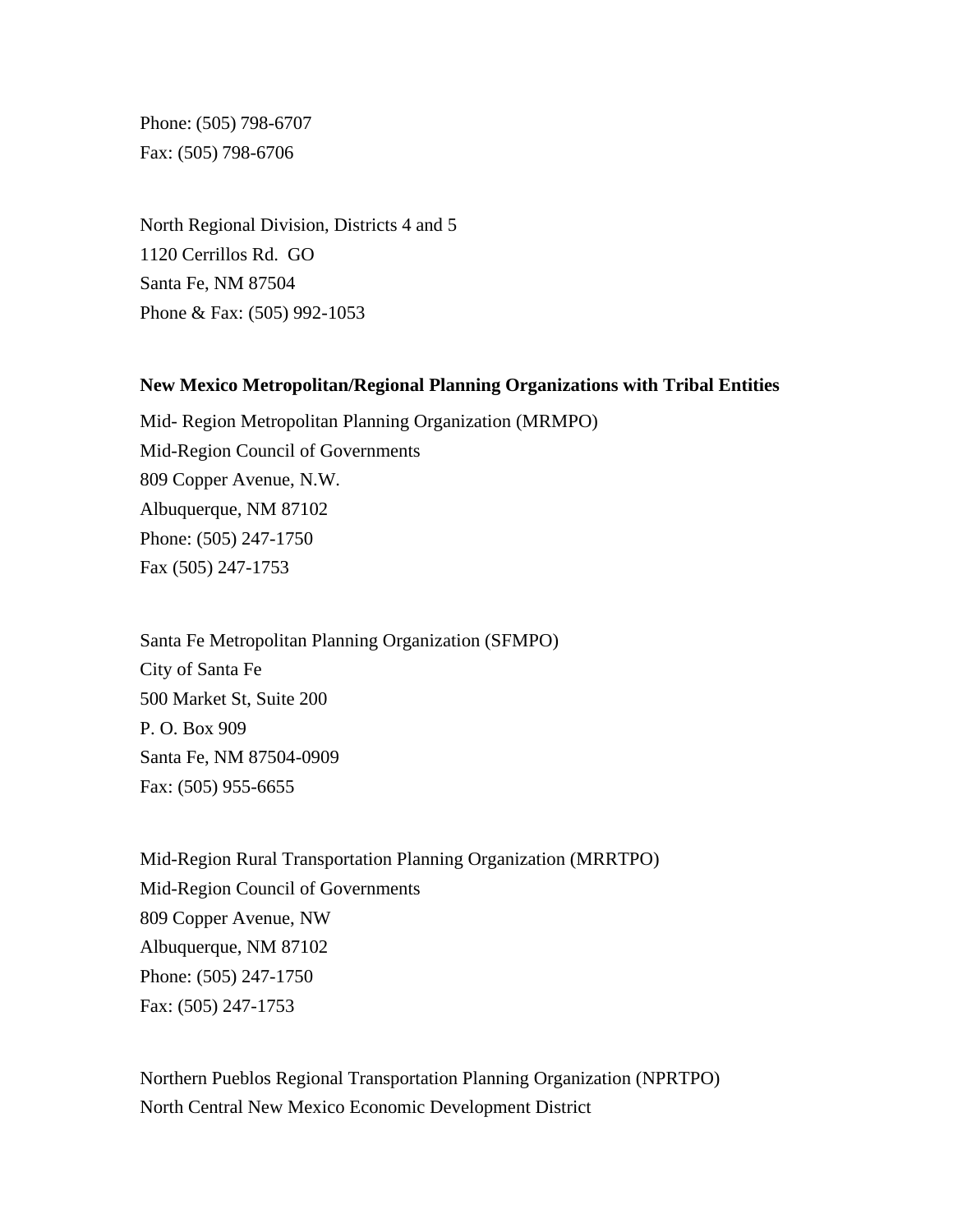Phone: (505) 798-6707
Fax: (505) 798-6706

North Regional Division, Districts 4 and 5
1120 Cerrillos Rd.  GO
Santa Fe, NM 87504
Phone & Fax: (505) 992-1053

**New Mexico Metropolitan/Regional Planning Organizations with Tribal Entities**

Mid- Region Metropolitan Planning Organization (MRMPO)
Mid-Region Council of Governments
809 Copper Avenue, N.W.
Albuquerque, NM 87102
Phone: (505) 247-1750
Fax (505) 247-1753

Santa Fe Metropolitan Planning Organization (SFMPO)
City of Santa Fe
500 Market St, Suite 200
P. O. Box 909
Santa Fe, NM 87504-0909
Fax: (505) 955-6655

Mid-Region Rural Transportation Planning Organization (MRRTPO)
Mid-Region Council of Governments
809 Copper Avenue, NW
Albuquerque, NM 87102
Phone: (505) 247-1750
Fax: (505) 247-1753

Northern Pueblos Regional Transportation Planning Organization (NPRTPO)
North Central New Mexico Economic Development District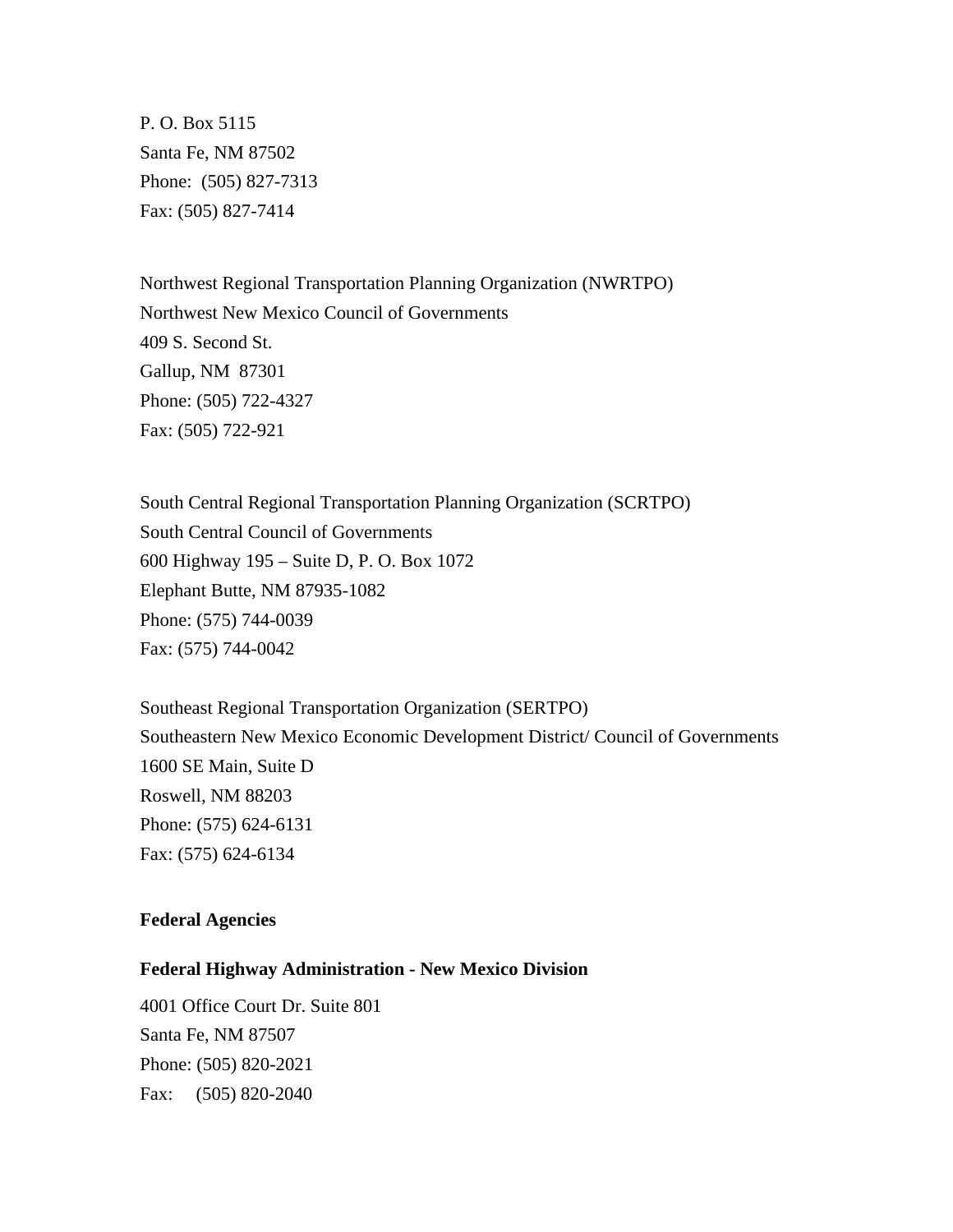P. O. Box 5115
Santa Fe, NM 87502
Phone: (505) 827-7313
Fax: (505) 827-7414

Northwest Regional Transportation Planning Organization (NWRTPO)
Northwest New Mexico Council of Governments
409 S. Second St.
Gallup, NM 87301
Phone: (505) 722-4327
Fax: (505) 722-921

South Central Regional Transportation Planning Organization (SCRTPO)
South Central Council of Governments
600 Highway 195 – Suite D, P. O. Box 1072
Elephant Butte, NM 87935-1082
Phone: (575) 744-0039
Fax: (575) 744-0042

Southeast Regional Transportation Organization (SERTPO)
Southeastern New Mexico Economic Development District/ Council of Governments
1600 SE Main, Suite D
Roswell, NM 88203
Phone: (575) 624-6131
Fax: (575) 624-6134

**Federal Agencies**

**Federal Highway Administration - New Mexico Division**

4001 Office Court Dr. Suite 801
Santa Fe, NM 87507
Phone: (505) 820-2021
Fax: (505) 820-2040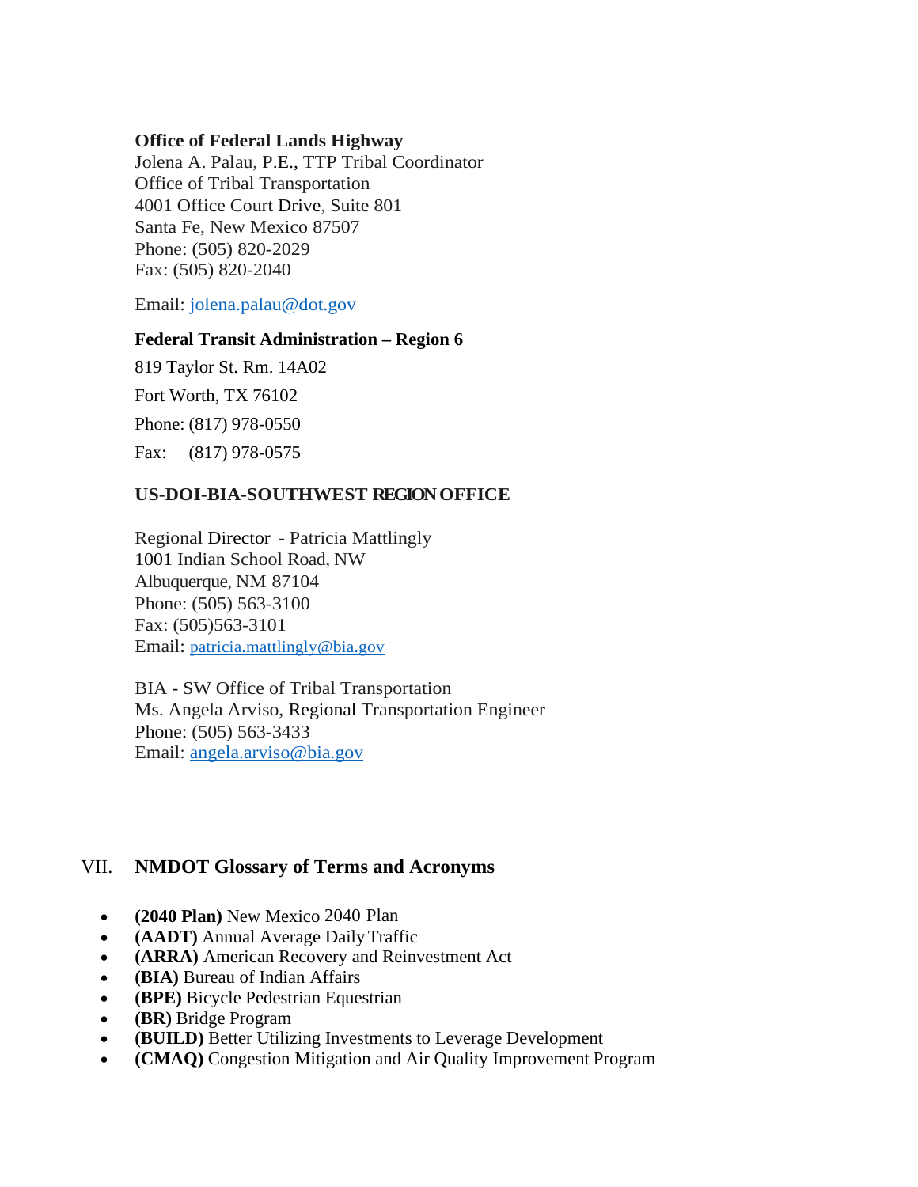**Office of Federal Lands Highway**
Jolena A. Palau, P.E., TTP Tribal Coordinator
Office of Tribal Transportation
4001 Office Court Drive, Suite 801
Santa Fe, New Mexico 87507
Phone: (505) 820-2029
Fax: (505) 820-2040

Email: jolena.palau@dot.gov

**Federal Transit Administration – Region 6**

819 Taylor St. Rm. 14A02

Fort Worth, TX 76102

Phone: (817) 978-0550

Fax: (817) 978-0575

**US-DOI-BIA-SOUTHWEST REGION OFFICE**

Regional Director - Patricia Mattlingly
1001 Indian School Road, NW
Albuquerque, NM 87104
Phone: (505) 563-3100
Fax: (505)563-3101
Email: patricia.mattlingly@bia.gov

BIA - SW Office of Tribal Transportation
Ms. Angela Arviso, Regional Transportation Engineer
Phone: (505) 563-3433
Email: angela.arviso@bia.gov

## VII. NMDOT Glossary of Terms and Acronyms

- **(2040 Plan)** New Mexico 2040 Plan
- **(AADT)** Annual Average Daily Traffic
- **(ARRA)** American Recovery and Reinvestment Act
- **(BIA)** Bureau of Indian Affairs
- **(BPE)** Bicycle Pedestrian Equestrian
- **(BR)** Bridge Program
- **(BUILD)** Better Utilizing Investments to Leverage Development
- **(CMAQ)** Congestion Mitigation and Air Quality Improvement Program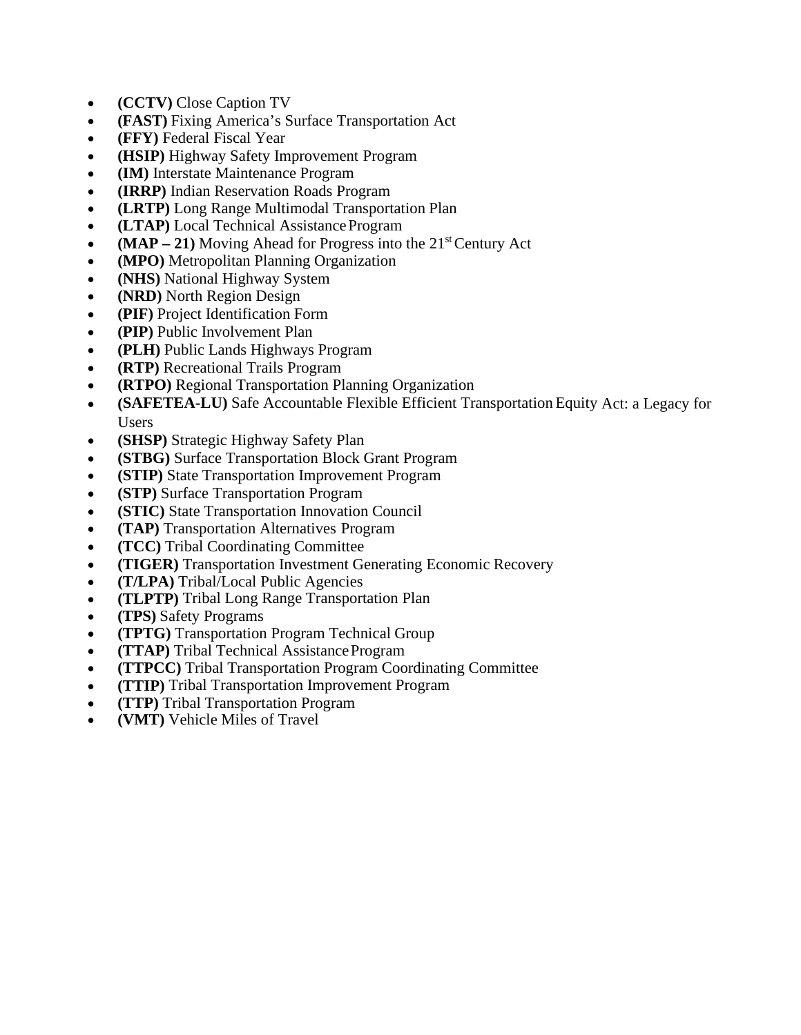- **(CCTV)** Close Caption TV
- **(FAST)** Fixing America's Surface Transportation Act
- **(FFY)** Federal Fiscal Year
- **(HSIP)** Highway Safety Improvement Program
- **(IM)** Interstate Maintenance Program
- **(IRRP)** Indian Reservation Roads Program
- **(LRTP)** Long Range Multimodal Transportation Plan
- **(LTAP)** Local Technical Assistance Program
- **(MAP – 21)** Moving Ahead for Progress into the 21st Century Act
- **(MPO)** Metropolitan Planning Organization
- **(NHS)** National Highway System
- **(NRD)** North Region Design
- **(PIF)** Project Identification Form
- **(PIP)** Public Involvement Plan
- **(PLH)** Public Lands Highways Program
- **(RTP)** Recreational Trails Program
- **(RTPO)** Regional Transportation Planning Organization
- **(SAFETEA-LU)** Safe Accountable Flexible Efficient Transportation Equity Act: a Legacy for Users
- **(SHSP)** Strategic Highway Safety Plan
- **(STBG)** Surface Transportation Block Grant Program
- **(STIP)** State Transportation Improvement Program
- **(STP)** Surface Transportation Program
- **(STIC)** State Transportation Innovation Council
- **(TAP)** Transportation Alternatives Program
- **(TCC)** Tribal Coordinating Committee
- **(TIGER)** Transportation Investment Generating Economic Recovery
- **(T/LPA)** Tribal/Local Public Agencies
- **(TLPTP)** Tribal Long Range Transportation Plan
- **(TPS)** Safety Programs
- **(TPTG)** Transportation Program Technical Group
- **(TTAP)** Tribal Technical Assistance Program
- **(TTPCC)** Tribal Transportation Program Coordinating Committee
- **(TTIP)** Tribal Transportation Improvement Program
- **(TTP)** Tribal Transportation Program
- **(VMT)** Vehicle Miles of Travel